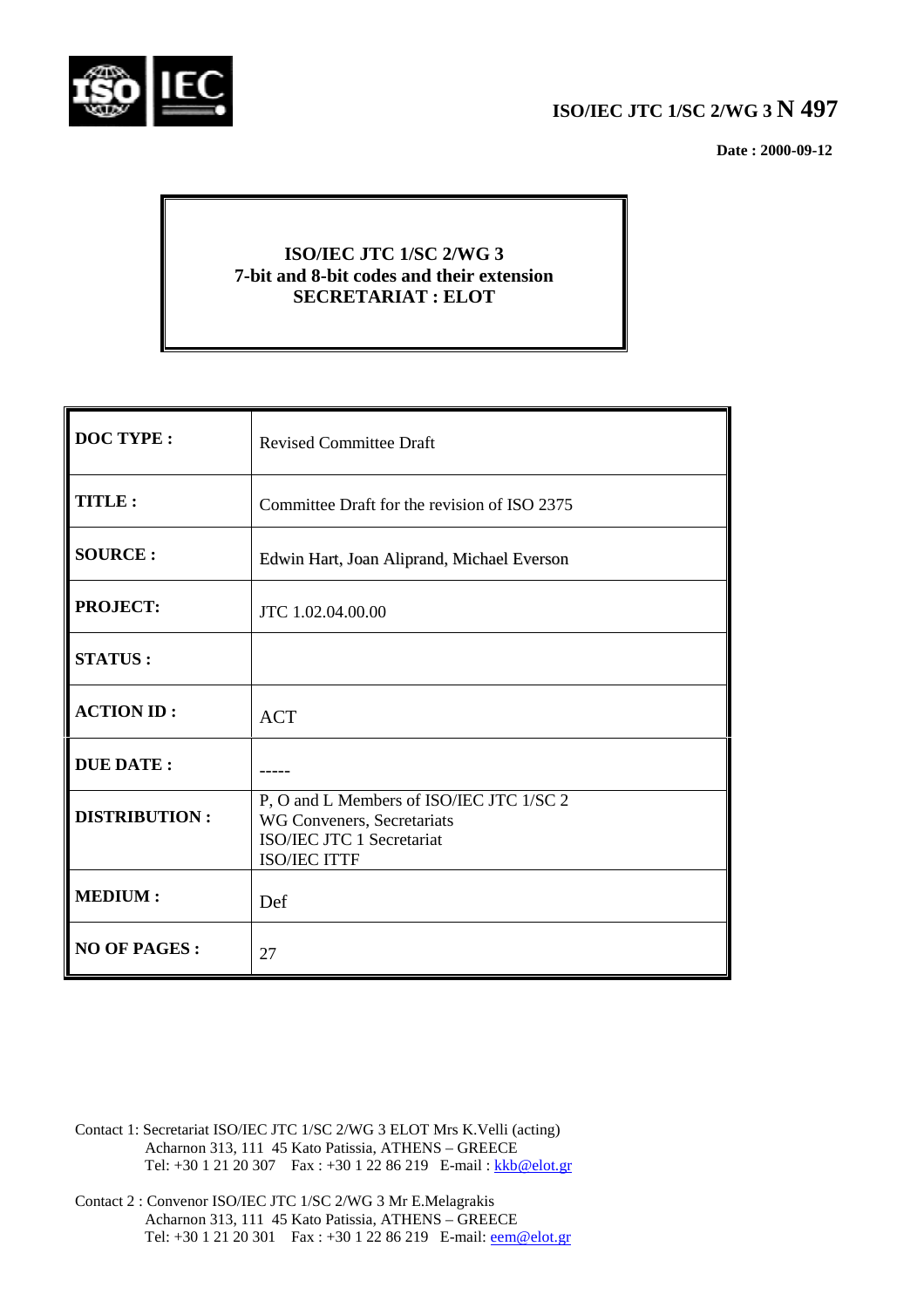**ISO/IEC JTC 1/SC 2/WG 3 N 497**

**Date : 2000-09-12**

**ISO/IEC JTC 1/SC 2/WG 3**
**7-bit and 8-bit codes and their extension**
**SECRETARIAT : ELOT**

| | |
|---|---|
| **DOC TYPE :** | Revised Committee Draft |
| **TITLE :** | Committee Draft for the revision of ISO 2375 |
| **SOURCE :** | Edwin Hart, Joan Aliprand, Michael Everson |
| **PROJECT:** | JTC 1.02.04.00.00 |
| **STATUS :** | |
| **ACTION ID :** | ACT |
| **DUE DATE :** | ----- |
| **DISTRIBUTION :** | P, O and L Members of ISO/IEC JTC 1/SC 2<br>WG Conveners, Secretariats<br>ISO/IEC JTC 1 Secretariat<br>ISO/IEC ITTF |
| **MEDIUM :** | Def |
| **NO OF PAGES :** | 27 |

Contact 1: Secretariat ISO/IEC JTC 1/SC 2/WG 3 ELOT Mrs K.Velli (acting)
Acharnon 313, 111 45 Kato Patissia, ATHENS – GREECE
Tel: +30 1 21 20 307 Fax : +30 1 22 86 219 E-mail : kkb@elot.gr

Contact 2 : Convenor ISO/IEC JTC 1/SC 2/WG 3 Mr E.Melagrakis
Acharnon 313, 111 45 Kato Patissia, ATHENS – GREECE
Tel: +30 1 21 20 301 Fax : +30 1 22 86 219 E-mail: eem@elot.gr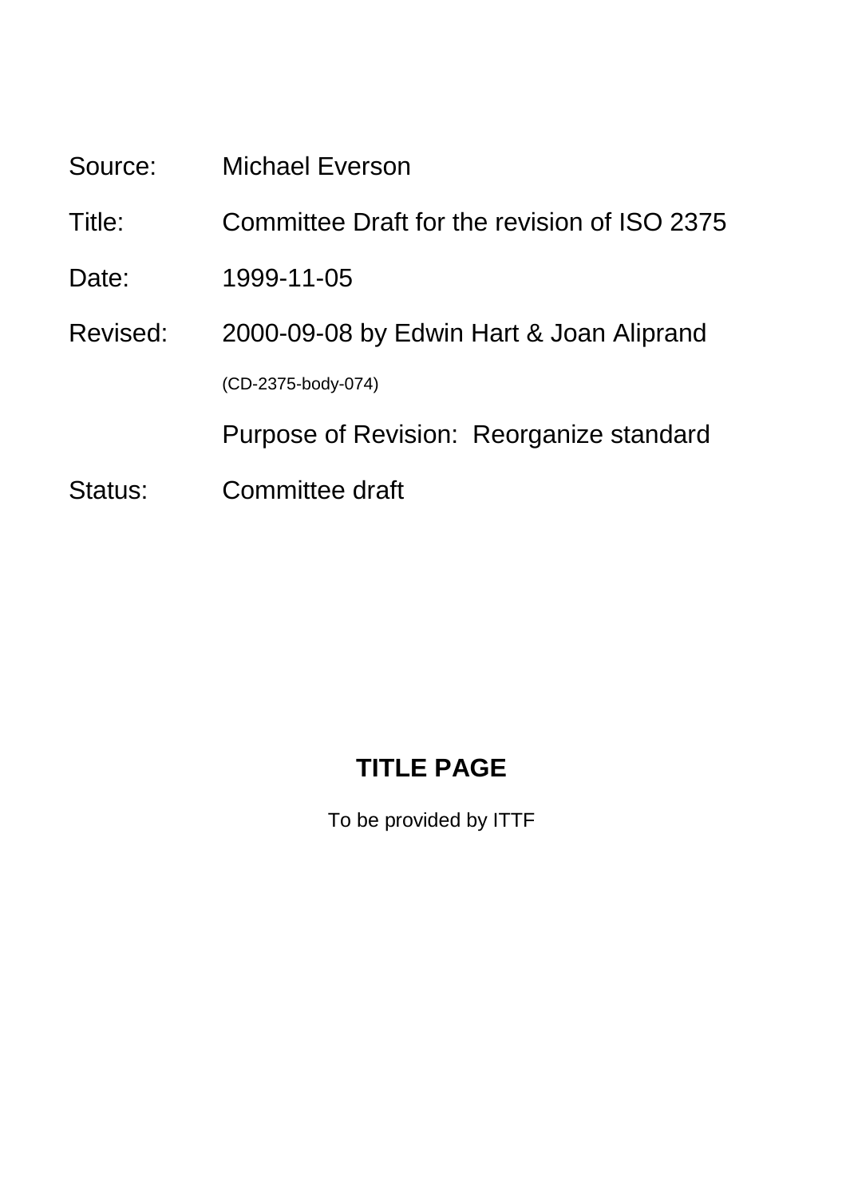Source: Michael Everson

Title: Committee Draft for the revision of ISO 2375

Date: 1999-11-05

Revised: 2000-09-08 by Edwin Hart & Joan Aliprand

(CD-2375-body-074)

Purpose of Revision: Reorganize standard

Status: Committee draft

**TITLE PAGE**

To be provided by ITTF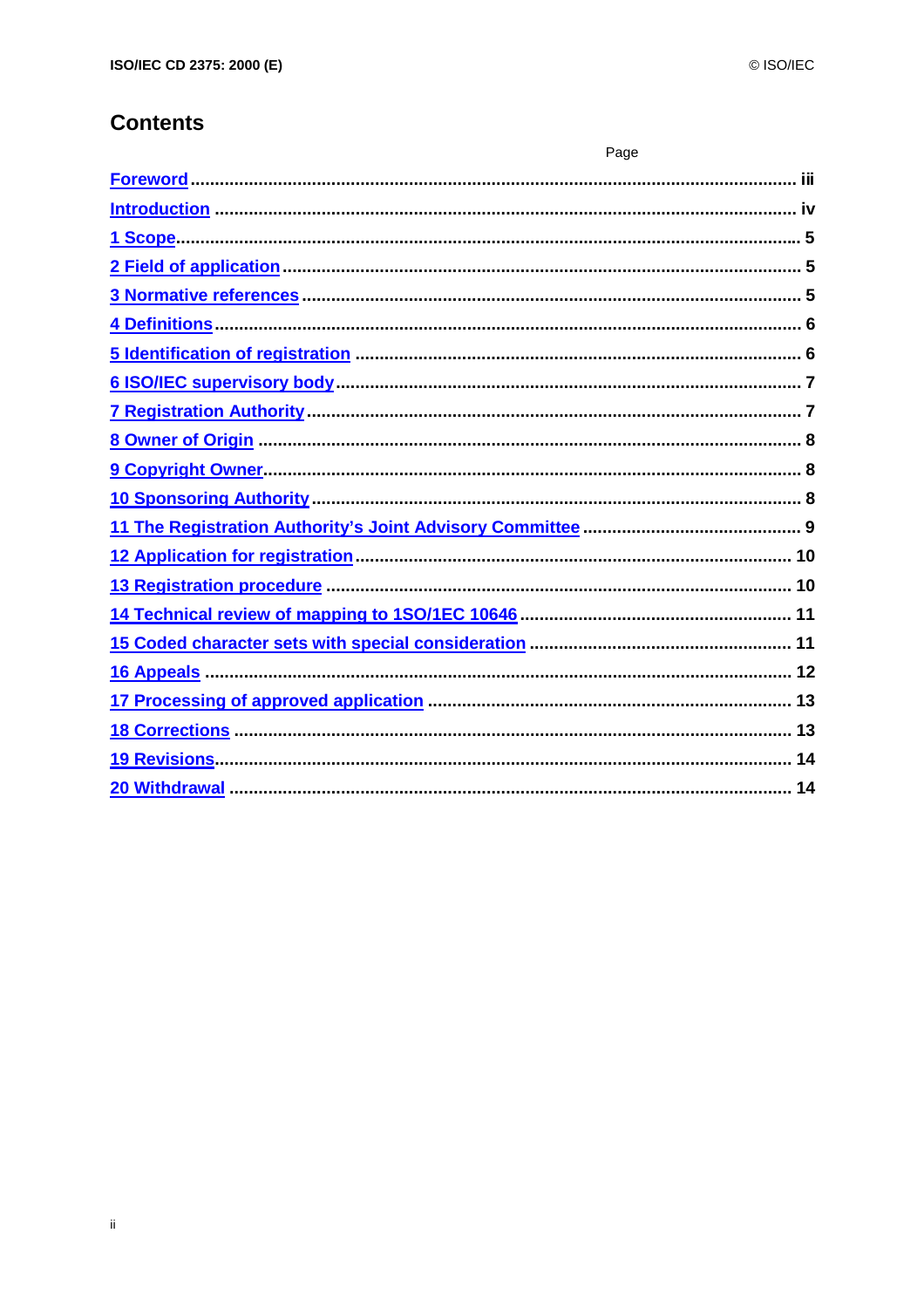# Contents

Page

- Foreword ... iii
- Introduction ... iv
- 1 Scope ... 5
- 2 Field of application ... 5
- 3 Normative references ... 5
- 4 Definitions ... 6
- 5 Identification of registration ... 6
- 6 ISO/IEC supervisory body ... 7
- 7 Registration Authority ... 7
- 8 Owner of Origin ... 8
- 9 Copyright Owner ... 8
- 10 Sponsoring Authority ... 8
- 11 The Registration Authority's Joint Advisory Committee ... 9
- 12 Application for registration ... 10
- 13 Registration procedure ... 10
- 14 Technical review of mapping to 1SO/1EC 10646 ... 11
- 15 Coded character sets with special consideration ... 11
- 16 Appeals ... 12
- 17 Processing of approved application ... 13
- 18 Corrections ... 13
- 19 Revisions ... 14
- 20 Withdrawal ... 14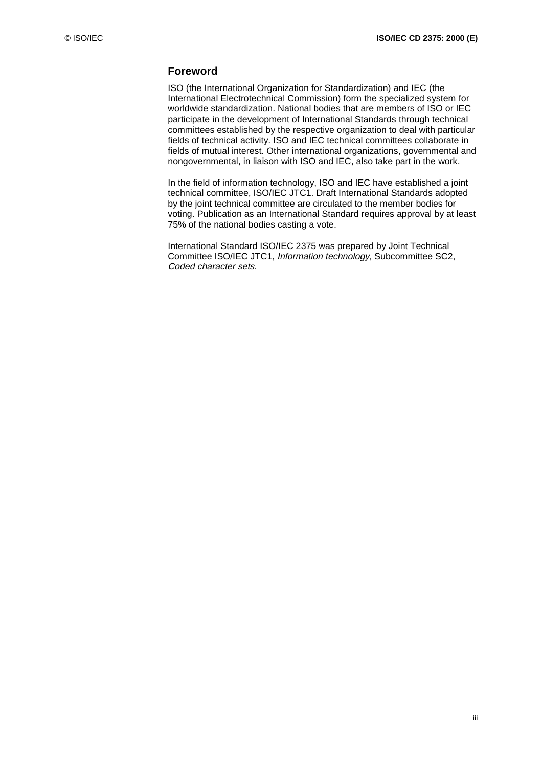## Foreword

ISO (the International Organization for Standardization) and IEC (the International Electrotechnical Commission) form the specialized system for worldwide standardization. National bodies that are members of ISO or IEC participate in the development of International Standards through technical committees established by the respective organization to deal with particular fields of technical activity. ISO and IEC technical committees collaborate in fields of mutual interest. Other international organizations, governmental and nongovernmental, in liaison with ISO and IEC, also take part in the work.

In the field of information technology, ISO and IEC have established a joint technical committee, ISO/IEC JTC1. Draft International Standards adopted by the joint technical committee are circulated to the member bodies for voting. Publication as an International Standard requires approval by at least 75% of the national bodies casting a vote.

International Standard ISO/IEC 2375 was prepared by Joint Technical Committee ISO/IEC JTC1, *Information technology,* Subcommittee SC2, *Coded character sets.*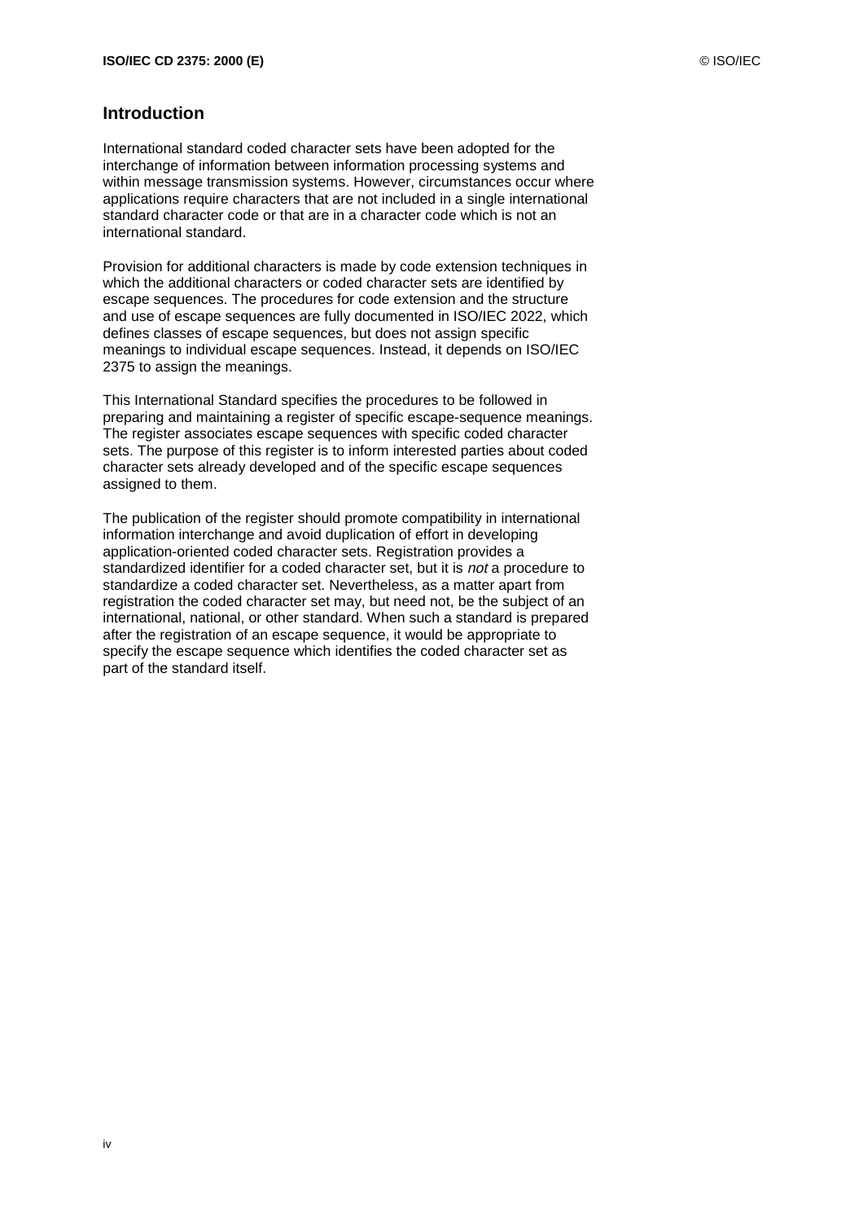## Introduction

International standard coded character sets have been adopted for the interchange of information between information processing systems and within message transmission systems. However, circumstances occur where applications require characters that are not included in a single international standard character code or that are in a character code which is not an international standard.

Provision for additional characters is made by code extension techniques in which the additional characters or coded character sets are identified by escape sequences. The procedures for code extension and the structure and use of escape sequences are fully documented in ISO/IEC 2022, which defines classes of escape sequences, but does not assign specific meanings to individual escape sequences. Instead, it depends on ISO/IEC 2375 to assign the meanings.

This International Standard specifies the procedures to be followed in preparing and maintaining a register of specific escape-sequence meanings. The register associates escape sequences with specific coded character sets. The purpose of this register is to inform interested parties about coded character sets already developed and of the specific escape sequences assigned to them.

The publication of the register should promote compatibility in international information interchange and avoid duplication of effort in developing application-oriented coded character sets. Registration provides a standardized identifier for a coded character set, but it is *not* a procedure to standardize a coded character set. Nevertheless, as a matter apart from registration the coded character set may, but need not, be the subject of an international, national, or other standard. When such a standard is prepared after the registration of an escape sequence, it would be appropriate to specify the escape sequence which identifies the coded character set as part of the standard itself.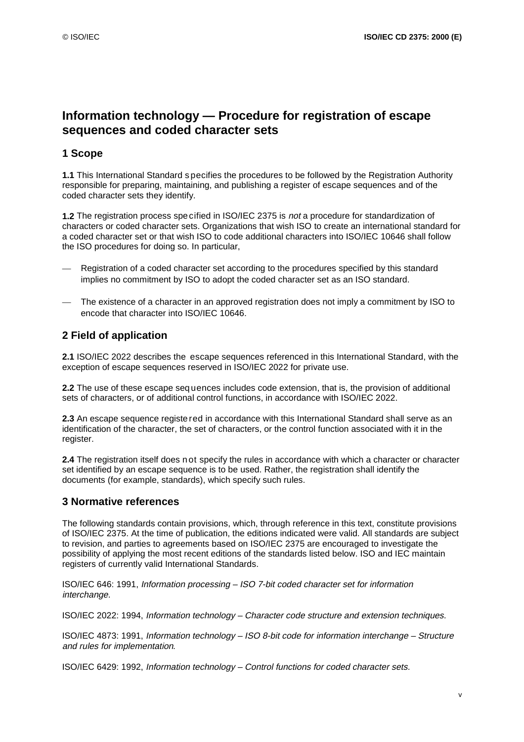# Information technology — Procedure for registration of escape sequences and coded character sets

## 1 Scope

**1.1** This International Standard specifies the procedures to be followed by the Registration Authority responsible for preparing, maintaining, and publishing a register of escape sequences and of the coded character sets they identify.

**1.2** The registration process specified in ISO/IEC 2375 is *not* a procedure for standardization of characters or coded character sets. Organizations that wish ISO to create an international standard for a coded character set or that wish ISO to code additional characters into ISO/IEC 10646 shall follow the ISO procedures for doing so. In particular,

— Registration of a coded character set according to the procedures specified by this standard implies no commitment by ISO to adopt the coded character set as an ISO standard.

— The existence of a character in an approved registration does not imply a commitment by ISO to encode that character into ISO/IEC 10646.

## 2 Field of application

**2.1** ISO/IEC 2022 describes the escape sequences referenced in this International Standard, with the exception of escape sequences reserved in ISO/IEC 2022 for private use.

**2.2** The use of these escape sequences includes code extension, that is, the provision of additional sets of characters, or of additional control functions, in accordance with ISO/IEC 2022.

**2.3** An escape sequence registered in accordance with this International Standard shall serve as an identification of the character, the set of characters, or the control function associated with it in the register.

**2.4** The registration itself does not specify the rules in accordance with which a character or character set identified by an escape sequence is to be used. Rather, the registration shall identify the documents (for example, standards), which specify such rules.

## 3 Normative references

The following standards contain provisions, which, through reference in this text, constitute provisions of ISO/IEC 2375. At the time of publication, the editions indicated were valid. All standards are subject to revision, and parties to agreements based on ISO/IEC 2375 are encouraged to investigate the possibility of applying the most recent editions of the standards listed below. ISO and IEC maintain registers of currently valid International Standards.

ISO/IEC 646: 1991, *Information processing – ISO 7-bit coded character set for information interchange.*

ISO/IEC 2022: 1994, *Information technology – Character code structure and extension techniques.*

ISO/IEC 4873: 1991, *Information technology – ISO 8-bit code for information interchange – Structure and rules for implementation.*

ISO/IEC 6429: 1992, *Information technology – Control functions for coded character sets.*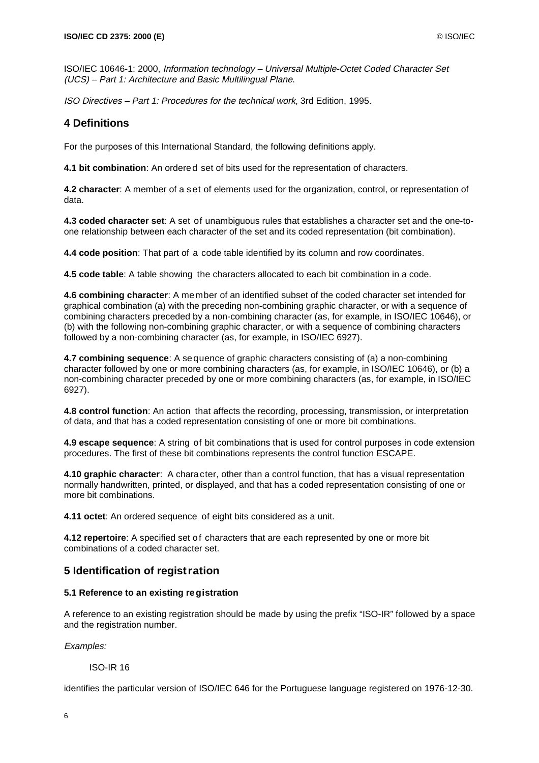ISO/IEC 10646-1: 2000, *Information technology – Universal Multiple-Octet Coded Character Set (UCS) – Part 1: Architecture and Basic Multilingual Plane.*

*ISO Directives – Part 1: Procedures for the technical work*, 3rd Edition, 1995.

## 4 Definitions

For the purposes of this International Standard, the following definitions apply.

**4.1 bit combination**: An ordered set of bits used for the representation of characters.

**4.2 character**: A member of a set of elements used for the organization, control, or representation of data.

**4.3 coded character set**: A set of unambiguous rules that establishes a character set and the one-to-one relationship between each character of the set and its coded representation (bit combination).

**4.4 code position**: That part of a code table identified by its column and row coordinates.

**4.5 code table**: A table showing the characters allocated to each bit combination in a code.

**4.6 combining character**: A member of an identified subset of the coded character set intended for graphical combination (a) with the preceding non-combining graphic character, or with a sequence of combining characters preceded by a non-combining character (as, for example, in ISO/IEC 10646), or (b) with the following non-combining graphic character, or with a sequence of combining characters followed by a non-combining character (as, for example, in ISO/IEC 6927).

**4.7 combining sequence**: A sequence of graphic characters consisting of (a) a non-combining character followed by one or more combining characters (as, for example, in ISO/IEC 10646), or (b) a non-combining character preceded by one or more combining characters (as, for example, in ISO/IEC 6927).

**4.8 control function**: An action that affects the recording, processing, transmission, or interpretation of data, and that has a coded representation consisting of one or more bit combinations.

**4.9 escape sequence**: A string of bit combinations that is used for control purposes in code extension procedures. The first of these bit combinations represents the control function ESCAPE.

**4.10 graphic character**: A character, other than a control function, that has a visual representation normally handwritten, printed, or displayed, and that has a coded representation consisting of one or more bit combinations.

**4.11 octet**: An ordered sequence of eight bits considered as a unit.

**4.12 repertoire**: A specified set of characters that are each represented by one or more bit combinations of a coded character set.

## 5 Identification of registration

### 5.1 Reference to an existing registration

A reference to an existing registration should be made by using the prefix “ISO-IR” followed by a space and the registration number.

*Examples:*

ISO-IR 16

identifies the particular version of ISO/IEC 646 for the Portuguese language registered on 1976-12-30.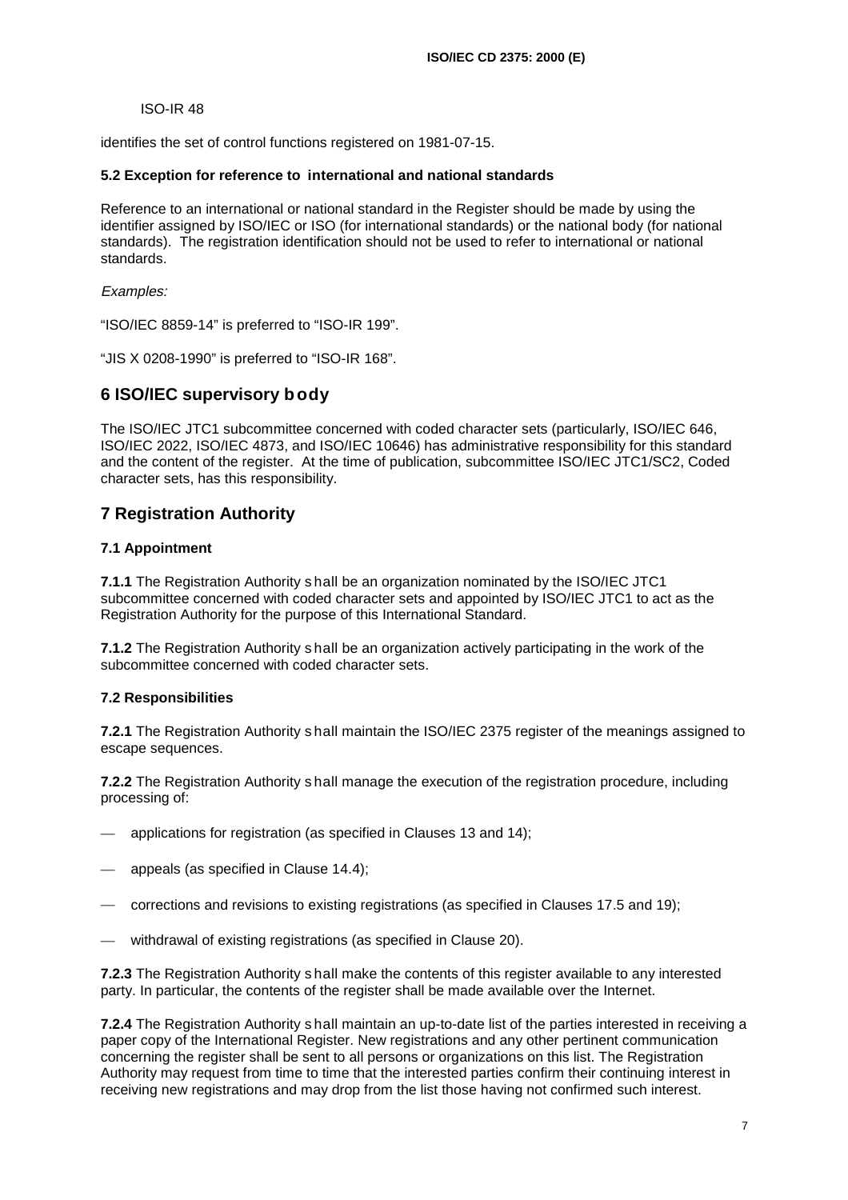ISO-IR 48

identifies the set of control functions registered on 1981-07-15.

### 5.2 Exception for reference to international and national standards

Reference to an international or national standard in the Register should be made by using the identifier assigned by ISO/IEC or ISO (for international standards) or the national body (for national standards). The registration identification should not be used to refer to international or national standards.

*Examples:*

"ISO/IEC 8859-14" is preferred to "ISO-IR 199".

"JIS X 0208-1990" is preferred to "ISO-IR 168".

## 6 ISO/IEC supervisory body

The ISO/IEC JTC1 subcommittee concerned with coded character sets (particularly, ISO/IEC 646, ISO/IEC 2022, ISO/IEC 4873, and ISO/IEC 10646) has administrative responsibility for this standard and the content of the register. At the time of publication, subcommittee ISO/IEC JTC1/SC2, Coded character sets, has this responsibility.

## 7 Registration Authority

### 7.1 Appointment

**7.1.1** The Registration Authority shall be an organization nominated by the ISO/IEC JTC1 subcommittee concerned with coded character sets and appointed by ISO/IEC JTC1 to act as the Registration Authority for the purpose of this International Standard.

**7.1.2** The Registration Authority shall be an organization actively participating in the work of the subcommittee concerned with coded character sets.

### 7.2 Responsibilities

**7.2.1** The Registration Authority shall maintain the ISO/IEC 2375 register of the meanings assigned to escape sequences.

**7.2.2** The Registration Authority shall manage the execution of the registration procedure, including processing of:

- applications for registration (as specified in Clauses 13 and 14);
- appeals (as specified in Clause 14.4);
- corrections and revisions to existing registrations (as specified in Clauses 17.5 and 19);
- withdrawal of existing registrations (as specified in Clause 20).

**7.2.3** The Registration Authority shall make the contents of this register available to any interested party. In particular, the contents of the register shall be made available over the Internet.

**7.2.4** The Registration Authority shall maintain an up-to-date list of the parties interested in receiving a paper copy of the International Register. New registrations and any other pertinent communication concerning the register shall be sent to all persons or organizations on this list. The Registration Authority may request from time to time that the interested parties confirm their continuing interest in receiving new registrations and may drop from the list those having not confirmed such interest.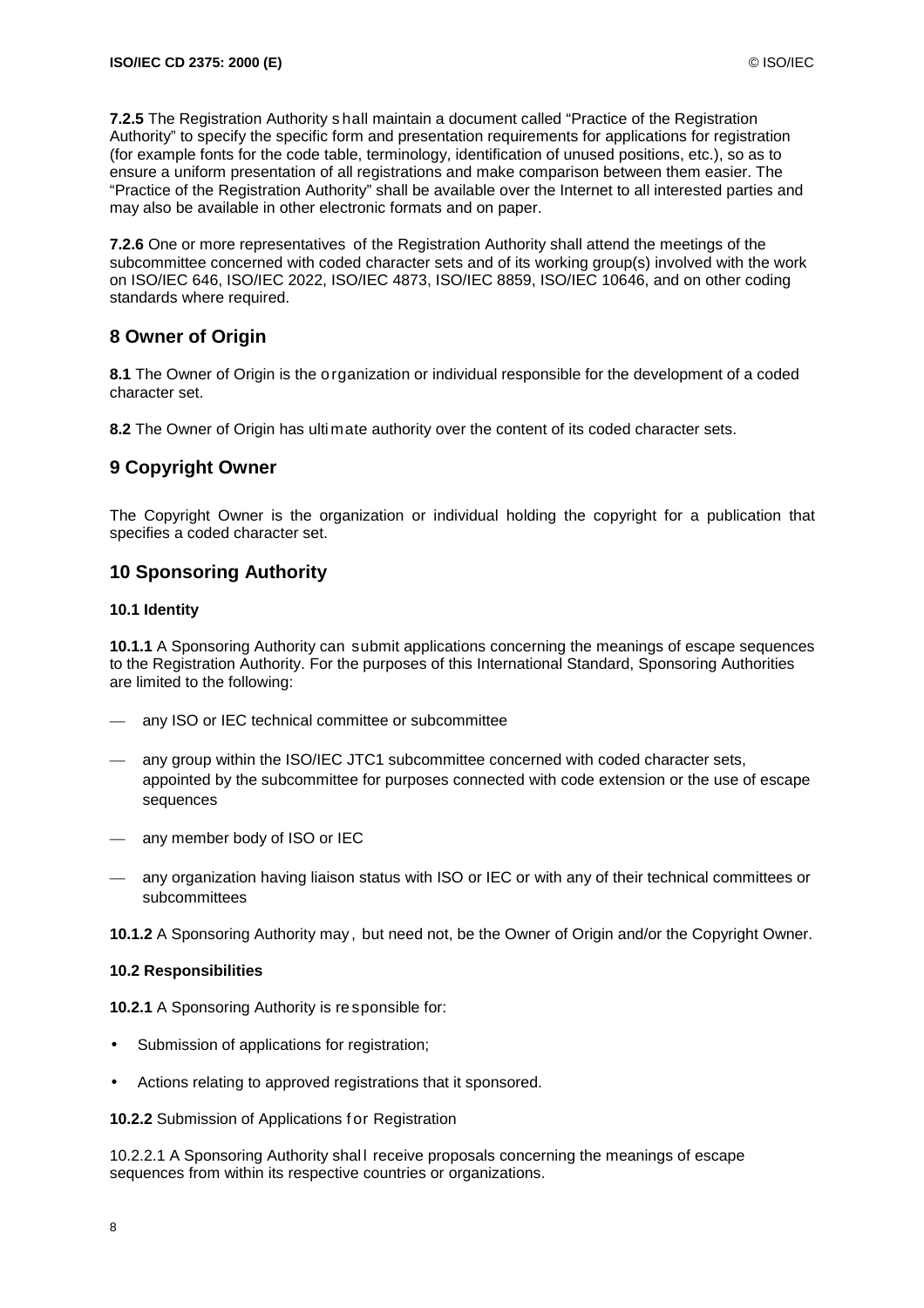**7.2.5** The Registration Authority shall maintain a document called “Practice of the Registration Authority” to specify the specific form and presentation requirements for applications for registration (for example fonts for the code table, terminology, identification of unused positions, etc.), so as to ensure a uniform presentation of all registrations and make comparison between them easier. The “Practice of the Registration Authority” shall be available over the Internet to all interested parties and may also be available in other electronic formats and on paper.

**7.2.6** One or more representatives of the Registration Authority shall attend the meetings of the subcommittee concerned with coded character sets and of its working group(s) involved with the work on ISO/IEC 646, ISO/IEC 2022, ISO/IEC 4873, ISO/IEC 8859, ISO/IEC 10646, and on other coding standards where required.

## 8 Owner of Origin

**8.1** The Owner of Origin is the organization or individual responsible for the development of a coded character set.

**8.2** The Owner of Origin has ultimate authority over the content of its coded character sets.

## 9 Copyright Owner

The Copyright Owner is the organization or individual holding the copyright for a publication that specifies a coded character set.

## 10 Sponsoring Authority

### 10.1 Identity

**10.1.1** A Sponsoring Authority can submit applications concerning the meanings of escape sequences to the Registration Authority. For the purposes of this International Standard, Sponsoring Authorities are limited to the following:

- any ISO or IEC technical committee or subcommittee
- any group within the ISO/IEC JTC1 subcommittee concerned with coded character sets, appointed by the subcommittee for purposes connected with code extension or the use of escape sequences
- any member body of ISO or IEC
- any organization having liaison status with ISO or IEC or with any of their technical committees or subcommittees

**10.1.2** A Sponsoring Authority may, but need not, be the Owner of Origin and/or the Copyright Owner.

### 10.2 Responsibilities

**10.2.1** A Sponsoring Authority is responsible for:

- Submission of applications for registration;
- Actions relating to approved registrations that it sponsored.

**10.2.2** Submission of Applications for Registration

10.2.2.1 A Sponsoring Authority shall receive proposals concerning the meanings of escape sequences from within its respective countries or organizations.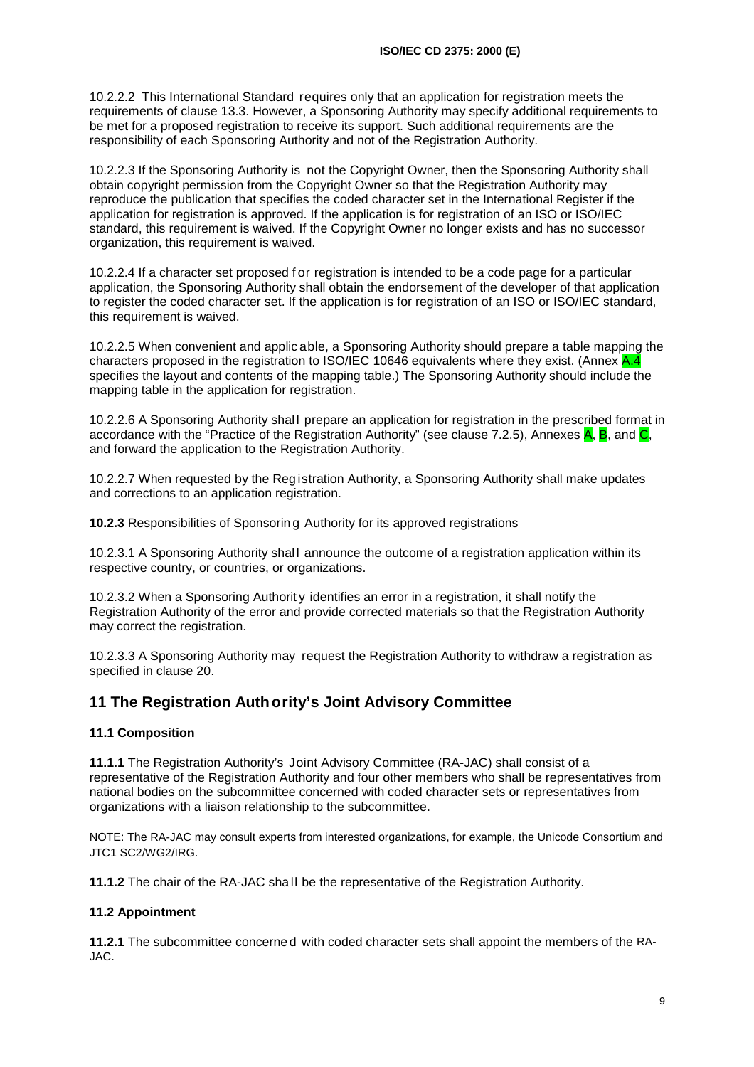10.2.2.2 This International Standard requires only that an application for registration meets the requirements of clause 13.3. However, a Sponsoring Authority may specify additional requirements to be met for a proposed registration to receive its support. Such additional requirements are the responsibility of each Sponsoring Authority and not of the Registration Authority.

10.2.2.3 If the Sponsoring Authority is not the Copyright Owner, then the Sponsoring Authority shall obtain copyright permission from the Copyright Owner so that the Registration Authority may reproduce the publication that specifies the coded character set in the International Register if the application for registration is approved. If the application is for registration of an ISO or ISO/IEC standard, this requirement is waived. If the Copyright Owner no longer exists and has no successor organization, this requirement is waived.

10.2.2.4 If a character set proposed for registration is intended to be a code page for a particular application, the Sponsoring Authority shall obtain the endorsement of the developer of that application to register the coded character set. If the application is for registration of an ISO or ISO/IEC standard, this requirement is waived.

10.2.2.5 When convenient and applicable, a Sponsoring Authority should prepare a table mapping the characters proposed in the registration to ISO/IEC 10646 equivalents where they exist. (Annex A.4 specifies the layout and contents of the mapping table.) The Sponsoring Authority should include the mapping table in the application for registration.

10.2.2.6 A Sponsoring Authority shall prepare an application for registration in the prescribed format in accordance with the "Practice of the Registration Authority" (see clause 7.2.5), Annexes A, B, and C, and forward the application to the Registration Authority.

10.2.2.7 When requested by the Registration Authority, a Sponsoring Authority shall make updates and corrections to an application registration.

**10.2.3** Responsibilities of Sponsoring Authority for its approved registrations

10.2.3.1 A Sponsoring Authority shall announce the outcome of a registration application within its respective country, or countries, or organizations.

10.2.3.2 When a Sponsoring Authority identifies an error in a registration, it shall notify the Registration Authority of the error and provide corrected materials so that the Registration Authority may correct the registration.

10.2.3.3 A Sponsoring Authority may request the Registration Authority to withdraw a registration as specified in clause 20.

## 11 The Registration Authority's Joint Advisory Committee

### 11.1 Composition

**11.1.1** The Registration Authority's Joint Advisory Committee (RA-JAC) shall consist of a representative of the Registration Authority and four other members who shall be representatives from national bodies on the subcommittee concerned with coded character sets or representatives from organizations with a liaison relationship to the subcommittee.

NOTE: The RA-JAC may consult experts from interested organizations, for example, the Unicode Consortium and JTC1 SC2/WG2/IRG.

**11.1.2** The chair of the RA-JAC shall be the representative of the Registration Authority.

### 11.2 Appointment

**11.2.1** The subcommittee concerned with coded character sets shall appoint the members of the RA-JAC.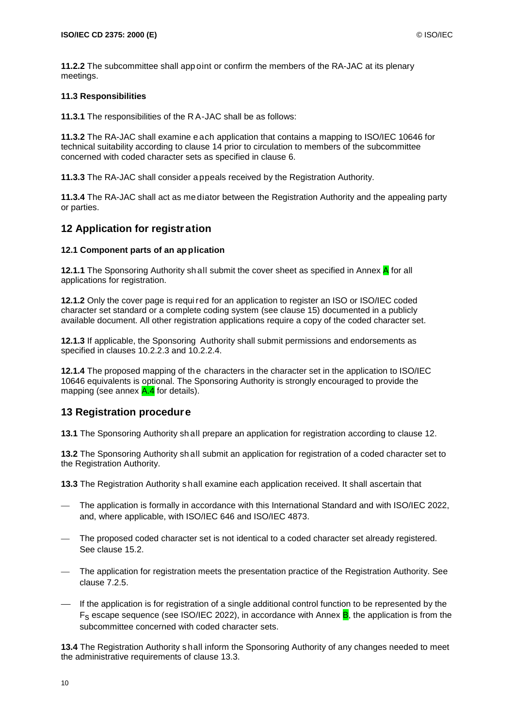**11.2.2** The subcommittee shall appoint or confirm the members of the RA-JAC at its plenary meetings.

### 11.3 Responsibilities

**11.3.1** The responsibilities of the RA-JAC shall be as follows:

**11.3.2** The RA-JAC shall examine each application that contains a mapping to ISO/IEC 10646 for technical suitability according to clause 14 prior to circulation to members of the subcommittee concerned with coded character sets as specified in clause 6.

**11.3.3** The RA-JAC shall consider appeals received by the Registration Authority.

**11.3.4** The RA-JAC shall act as mediator between the Registration Authority and the appealing party or parties.

## 12 Application for registration

### 12.1 Component parts of an application

**12.1.1** The Sponsoring Authority shall submit the cover sheet as specified in Annex A for all applications for registration.

**12.1.2** Only the cover page is required for an application to register an ISO or ISO/IEC coded character set standard or a complete coding system (see clause 15) documented in a publicly available document. All other registration applications require a copy of the coded character set.

**12.1.3** If applicable, the Sponsoring Authority shall submit permissions and endorsements as specified in clauses 10.2.2.3 and 10.2.2.4.

**12.1.4** The proposed mapping of the characters in the character set in the application to ISO/IEC 10646 equivalents is optional. The Sponsoring Authority is strongly encouraged to provide the mapping (see annex A.4 for details).

## 13 Registration procedure

**13.1** The Sponsoring Authority shall prepare an application for registration according to clause 12.

**13.2** The Sponsoring Authority shall submit an application for registration of a coded character set to the Registration Authority.

**13.3** The Registration Authority shall examine each application received. It shall ascertain that

- The application is formally in accordance with this International Standard and with ISO/IEC 2022, and, where applicable, with ISO/IEC 646 and ISO/IEC 4873.
- The proposed coded character set is not identical to a coded character set already registered. See clause 15.2.
- The application for registration meets the presentation practice of the Registration Authority. See clause 7.2.5.
- If the application is for registration of a single additional control function to be represented by the $F_S$ escape sequence (see ISO/IEC 2022), in accordance with Annex B, the application is from the subcommittee concerned with coded character sets.

**13.4** The Registration Authority shall inform the Sponsoring Authority of any changes needed to meet the administrative requirements of clause 13.3.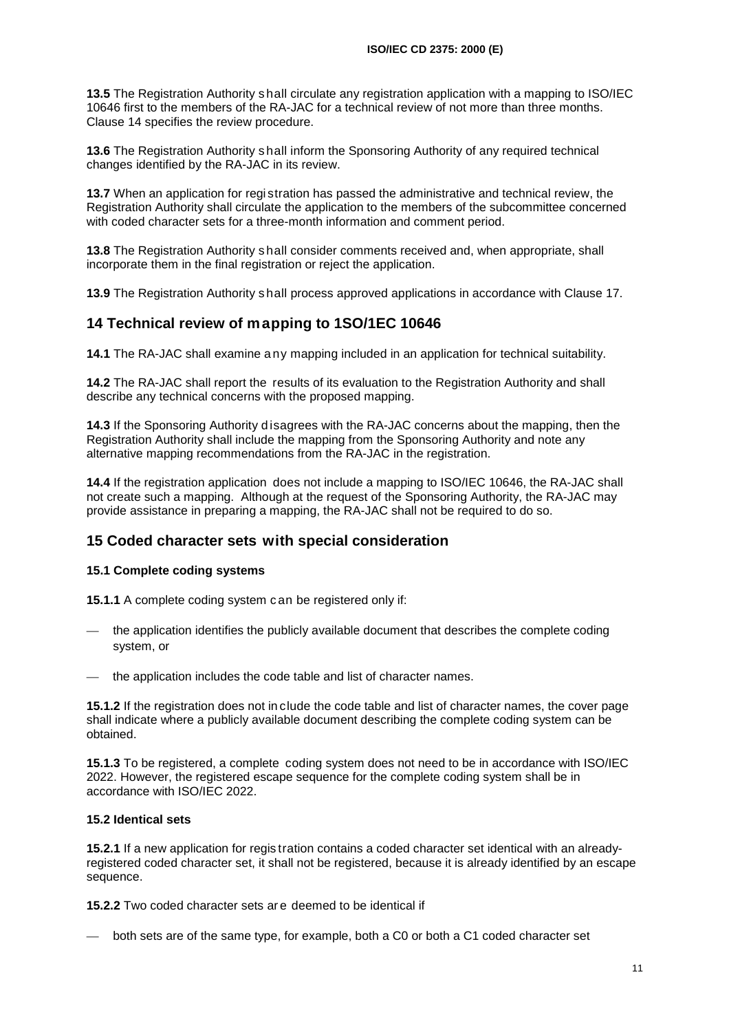**13.5** The Registration Authority shall circulate any registration application with a mapping to ISO/IEC 10646 first to the members of the RA-JAC for a technical review of not more than three months. Clause 14 specifies the review procedure.

**13.6** The Registration Authority shall inform the Sponsoring Authority of any required technical changes identified by the RA-JAC in its review.

**13.7** When an application for registration has passed the administrative and technical review, the Registration Authority shall circulate the application to the members of the subcommittee concerned with coded character sets for a three-month information and comment period.

**13.8** The Registration Authority shall consider comments received and, when appropriate, shall incorporate them in the final registration or reject the application.

**13.9** The Registration Authority shall process approved applications in accordance with Clause 17.

## 14 Technical review of mapping to 1SO/1EC 10646

**14.1** The RA-JAC shall examine any mapping included in an application for technical suitability.

**14.2** The RA-JAC shall report the results of its evaluation to the Registration Authority and shall describe any technical concerns with the proposed mapping.

**14.3** If the Sponsoring Authority disagrees with the RA-JAC concerns about the mapping, then the Registration Authority shall include the mapping from the Sponsoring Authority and note any alternative mapping recommendations from the RA-JAC in the registration.

**14.4** If the registration application does not include a mapping to ISO/IEC 10646, the RA-JAC shall not create such a mapping. Although at the request of the Sponsoring Authority, the RA-JAC may provide assistance in preparing a mapping, the RA-JAC shall not be required to do so.

## 15 Coded character sets with special consideration

### 15.1 Complete coding systems

**15.1.1** A complete coding system can be registered only if:

- the application identifies the publicly available document that describes the complete coding system, or
- the application includes the code table and list of character names.

**15.1.2** If the registration does not include the code table and list of character names, the cover page shall indicate where a publicly available document describing the complete coding system can be obtained.

**15.1.3** To be registered, a complete coding system does not need to be in accordance with ISO/IEC 2022. However, the registered escape sequence for the complete coding system shall be in accordance with ISO/IEC 2022.

### 15.2 Identical sets

**15.2.1** If a new application for registration contains a coded character set identical with an already-registered coded character set, it shall not be registered, because it is already identified by an escape sequence.

**15.2.2** Two coded character sets are deemed to be identical if

- both sets are of the same type, for example, both a C0 or both a C1 coded character set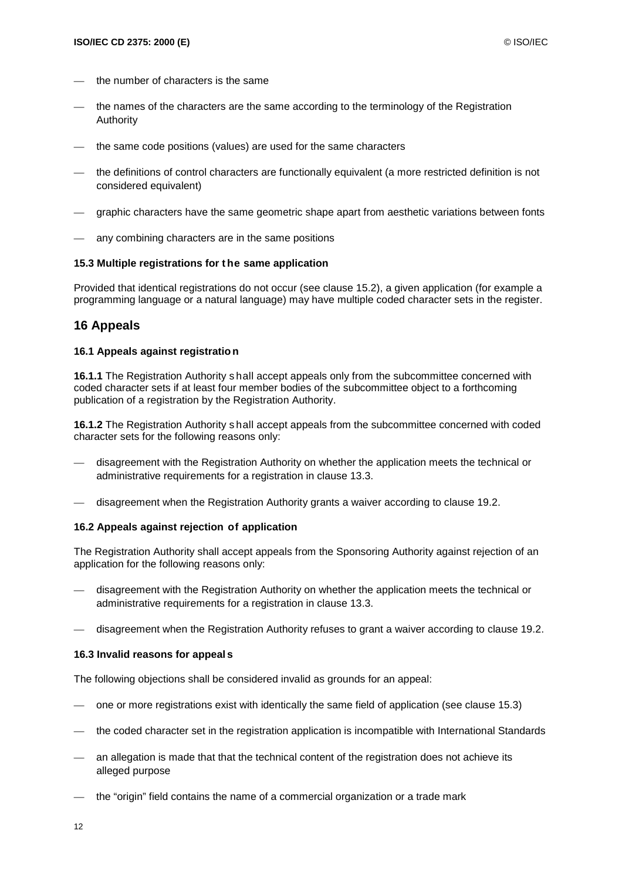- the number of characters is the same
- the names of the characters are the same according to the terminology of the Registration Authority
- the same code positions (values) are used for the same characters
- the definitions of control characters are functionally equivalent (a more restricted definition is not considered equivalent)
- graphic characters have the same geometric shape apart from aesthetic variations between fonts
- any combining characters are in the same positions

### 15.3 Multiple registrations for the same application

Provided that identical registrations do not occur (see clause 15.2), a given application (for example a programming language or a natural language) may have multiple coded character sets in the register.

## 16 Appeals

### 16.1 Appeals against registration

**16.1.1** The Registration Authority shall accept appeals only from the subcommittee concerned with coded character sets if at least four member bodies of the subcommittee object to a forthcoming publication of a registration by the Registration Authority.

**16.1.2** The Registration Authority shall accept appeals from the subcommittee concerned with coded character sets for the following reasons only:

- disagreement with the Registration Authority on whether the application meets the technical or administrative requirements for a registration in clause 13.3.
- disagreement when the Registration Authority grants a waiver according to clause 19.2.

### 16.2 Appeals against rejection of application

The Registration Authority shall accept appeals from the Sponsoring Authority against rejection of an application for the following reasons only:

- disagreement with the Registration Authority on whether the application meets the technical or administrative requirements for a registration in clause 13.3.
- disagreement when the Registration Authority refuses to grant a waiver according to clause 19.2.

### 16.3 Invalid reasons for appeals

The following objections shall be considered invalid as grounds for an appeal:

- one or more registrations exist with identically the same field of application (see clause 15.3)
- the coded character set in the registration application is incompatible with International Standards
- an allegation is made that that the technical content of the registration does not achieve its alleged purpose
- the "origin" field contains the name of a commercial organization or a trade mark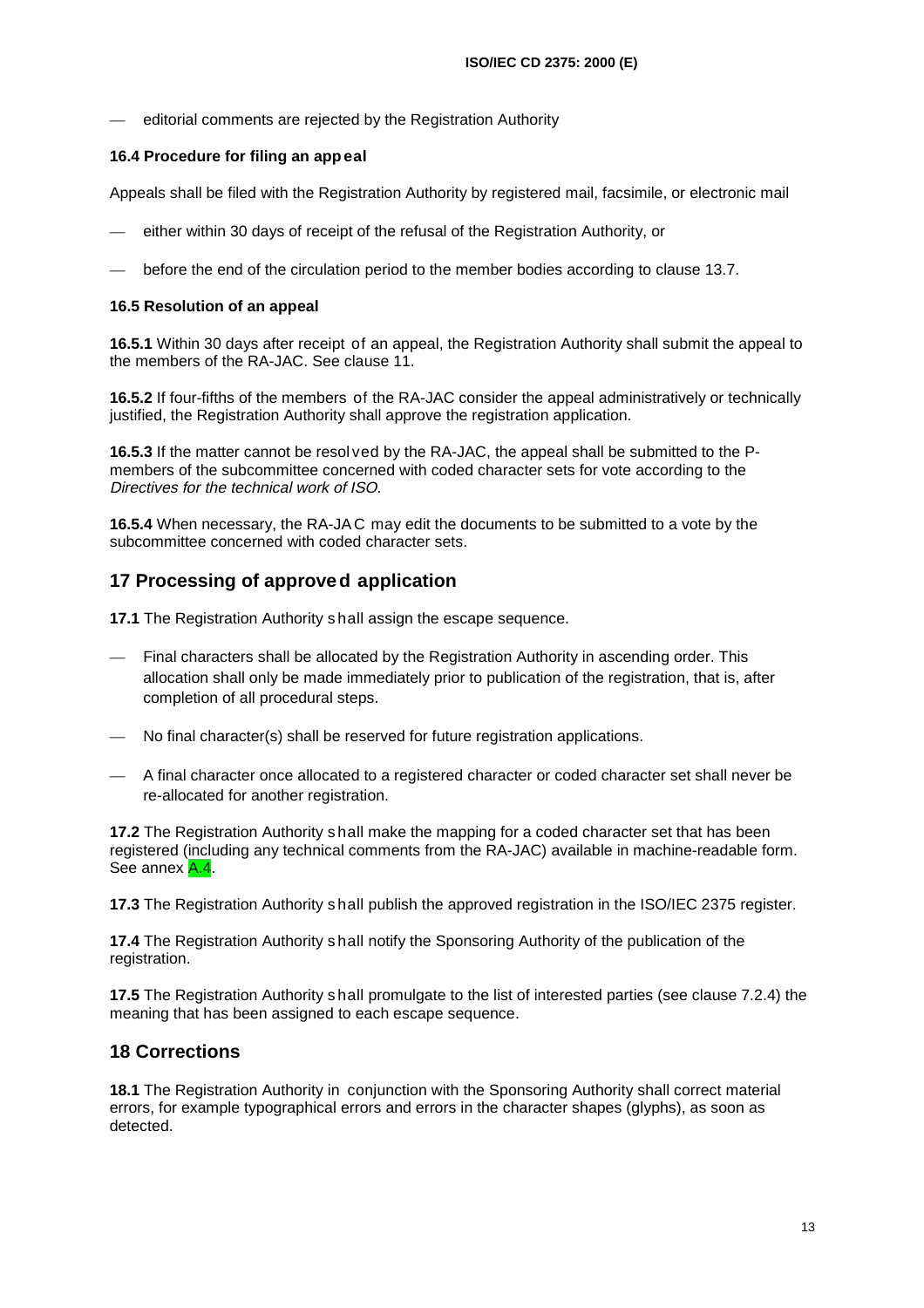— editorial comments are rejected by the Registration Authority

### 16.4 Procedure for filing an appeal

Appeals shall be filed with the Registration Authority by registered mail, facsimile, or electronic mail

- either within 30 days of receipt of the refusal of the Registration Authority, or
- before the end of the circulation period to the member bodies according to clause 13.7.

### 16.5 Resolution of an appeal

**16.5.1** Within 30 days after receipt of an appeal, the Registration Authority shall submit the appeal to the members of the RA-JAC. See clause 11.

**16.5.2** If four-fifths of the members of the RA-JAC consider the appeal administratively or technically justified, the Registration Authority shall approve the registration application.

**16.5.3** If the matter cannot be resolved by the RA-JAC, the appeal shall be submitted to the P-members of the subcommittee concerned with coded character sets for vote according to the *Directives for the technical work of ISO.*

**16.5.4** When necessary, the RA-JAC may edit the documents to be submitted to a vote by the subcommittee concerned with coded character sets.

## 17 Processing of approved application

**17.1** The Registration Authority shall assign the escape sequence.

- Final characters shall be allocated by the Registration Authority in ascending order. This allocation shall only be made immediately prior to publication of the registration, that is, after completion of all procedural steps.
- No final character(s) shall be reserved for future registration applications.
- A final character once allocated to a registered character or coded character set shall never be re-allocated for another registration.

**17.2** The Registration Authority shall make the mapping for a coded character set that has been registered (including any technical comments from the RA-JAC) available in machine-readable form. See annex A.4.

**17.3** The Registration Authority shall publish the approved registration in the ISO/IEC 2375 register.

**17.4** The Registration Authority shall notify the Sponsoring Authority of the publication of the registration.

**17.5** The Registration Authority shall promulgate to the list of interested parties (see clause 7.2.4) the meaning that has been assigned to each escape sequence.

## 18 Corrections

**18.1** The Registration Authority in conjunction with the Sponsoring Authority shall correct material errors, for example typographical errors and errors in the character shapes (glyphs), as soon as detected.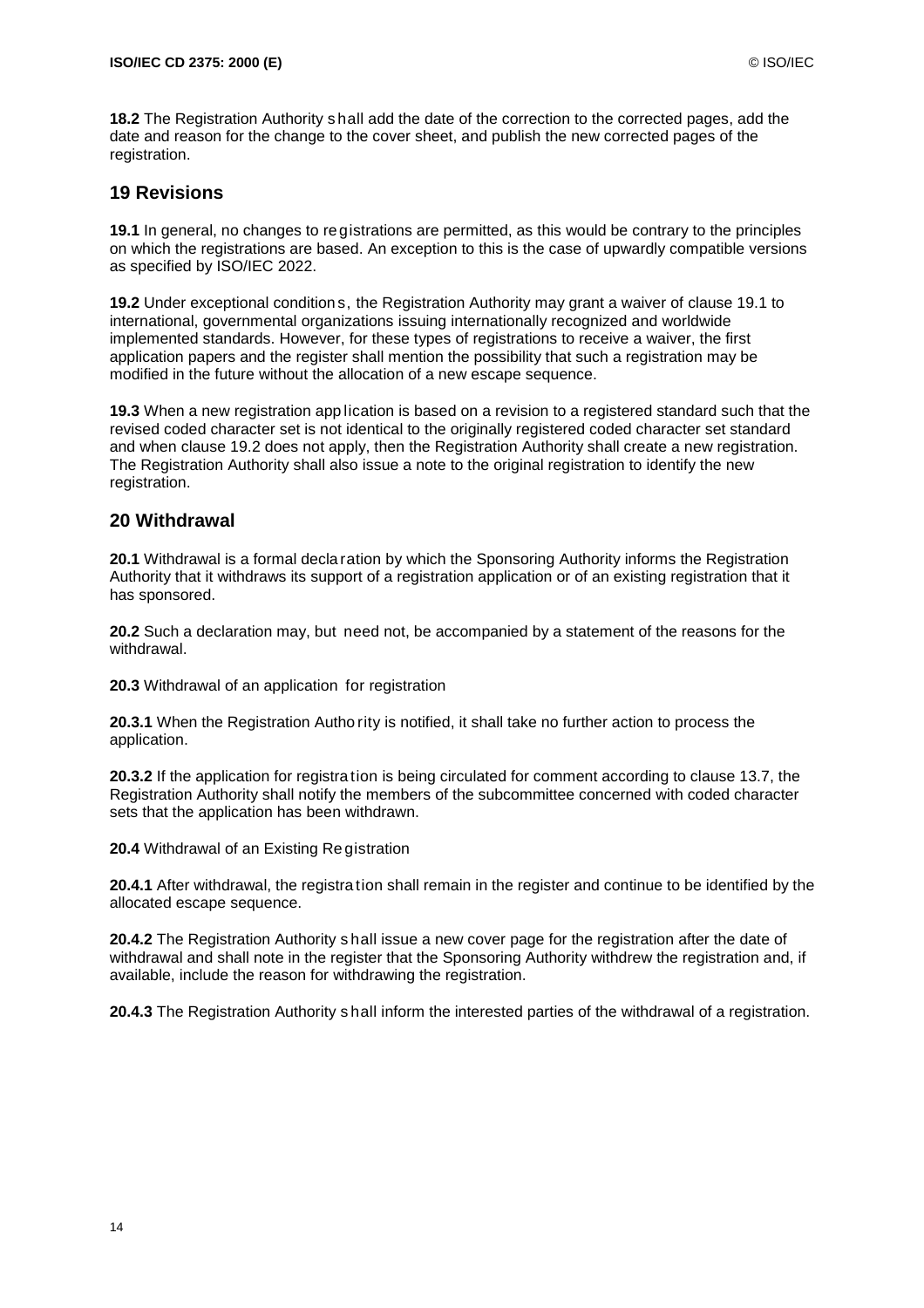**18.2** The Registration Authority shall add the date of the correction to the corrected pages, add the date and reason for the change to the cover sheet, and publish the new corrected pages of the registration.

## 19 Revisions

**19.1** In general, no changes to registrations are permitted, as this would be contrary to the principles on which the registrations are based. An exception to this is the case of upwardly compatible versions as specified by ISO/IEC 2022.

**19.2** Under exceptional conditions, the Registration Authority may grant a waiver of clause 19.1 to international, governmental organizations issuing internationally recognized and worldwide implemented standards. However, for these types of registrations to receive a waiver, the first application papers and the register shall mention the possibility that such a registration may be modified in the future without the allocation of a new escape sequence.

**19.3** When a new registration application is based on a revision to a registered standard such that the revised coded character set is not identical to the originally registered coded character set standard and when clause 19.2 does not apply, then the Registration Authority shall create a new registration. The Registration Authority shall also issue a note to the original registration to identify the new registration.

## 20 Withdrawal

**20.1** Withdrawal is a formal declaration by which the Sponsoring Authority informs the Registration Authority that it withdraws its support of a registration application or of an existing registration that it has sponsored.

**20.2** Such a declaration may, but need not, be accompanied by a statement of the reasons for the withdrawal.

**20.3** Withdrawal of an application for registration

**20.3.1** When the Registration Authority is notified, it shall take no further action to process the application.

**20.3.2** If the application for registration is being circulated for comment according to clause 13.7, the Registration Authority shall notify the members of the subcommittee concerned with coded character sets that the application has been withdrawn.

**20.4** Withdrawal of an Existing Registration

**20.4.1** After withdrawal, the registration shall remain in the register and continue to be identified by the allocated escape sequence.

**20.4.2** The Registration Authority shall issue a new cover page for the registration after the date of withdrawal and shall note in the register that the Sponsoring Authority withdrew the registration and, if available, include the reason for withdrawing the registration.

**20.4.3** The Registration Authority shall inform the interested parties of the withdrawal of a registration.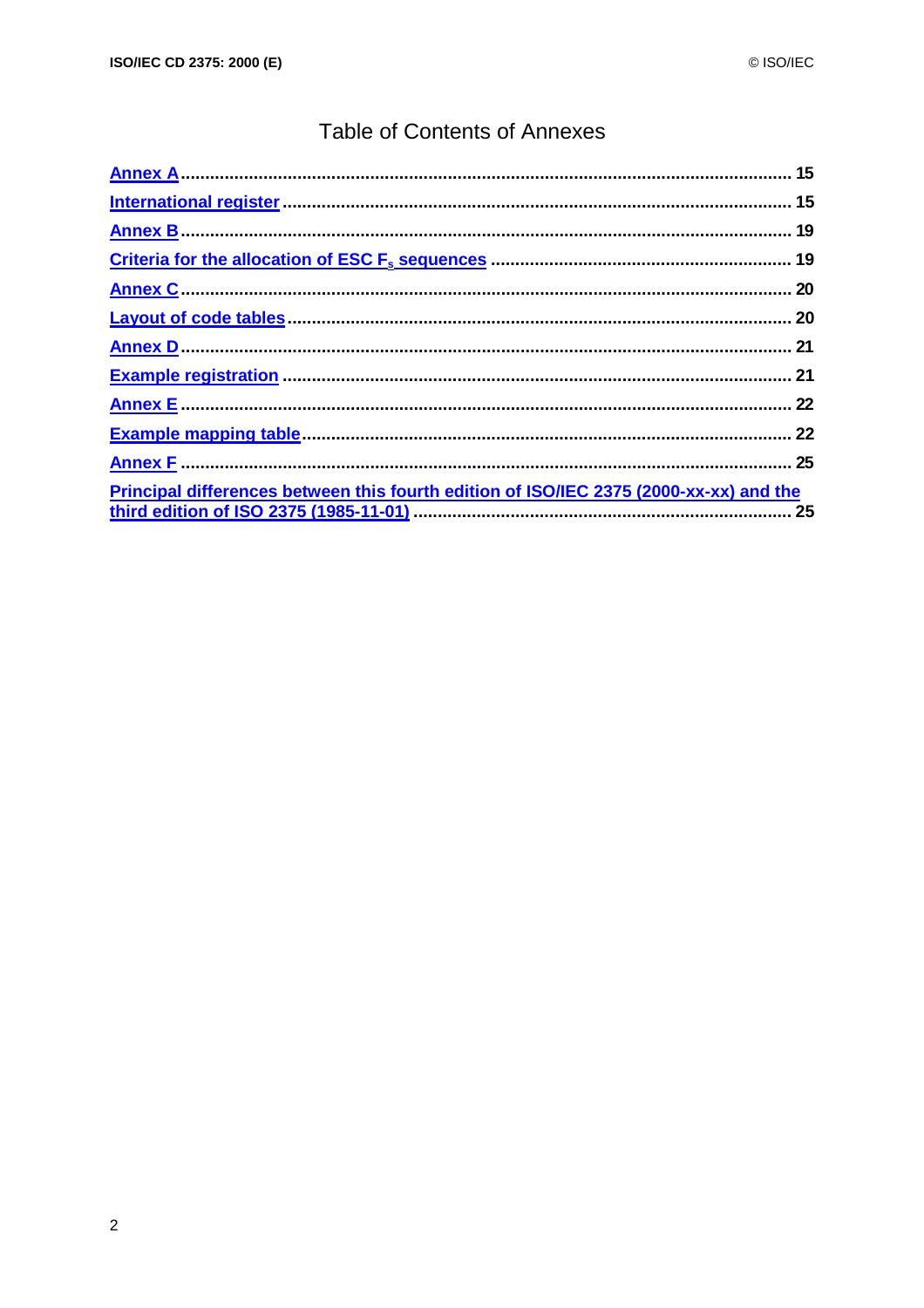# Table of Contents of Annexes

Annex A .......... 15

International register .......... 15

Annex B .......... 19

Criteria for the allocation of ESC $F_s$ sequences .......... 19

Annex C .......... 20

Layout of code tables .......... 20

Annex D .......... 21

Example registration .......... 21

Annex E .......... 22

Example mapping table .......... 22

Annex F .......... 25

Principal differences between this fourth edition of ISO/IEC 2375 (2000-xx-xx) and the third edition of ISO 2375 (1985-11-01) .......... 25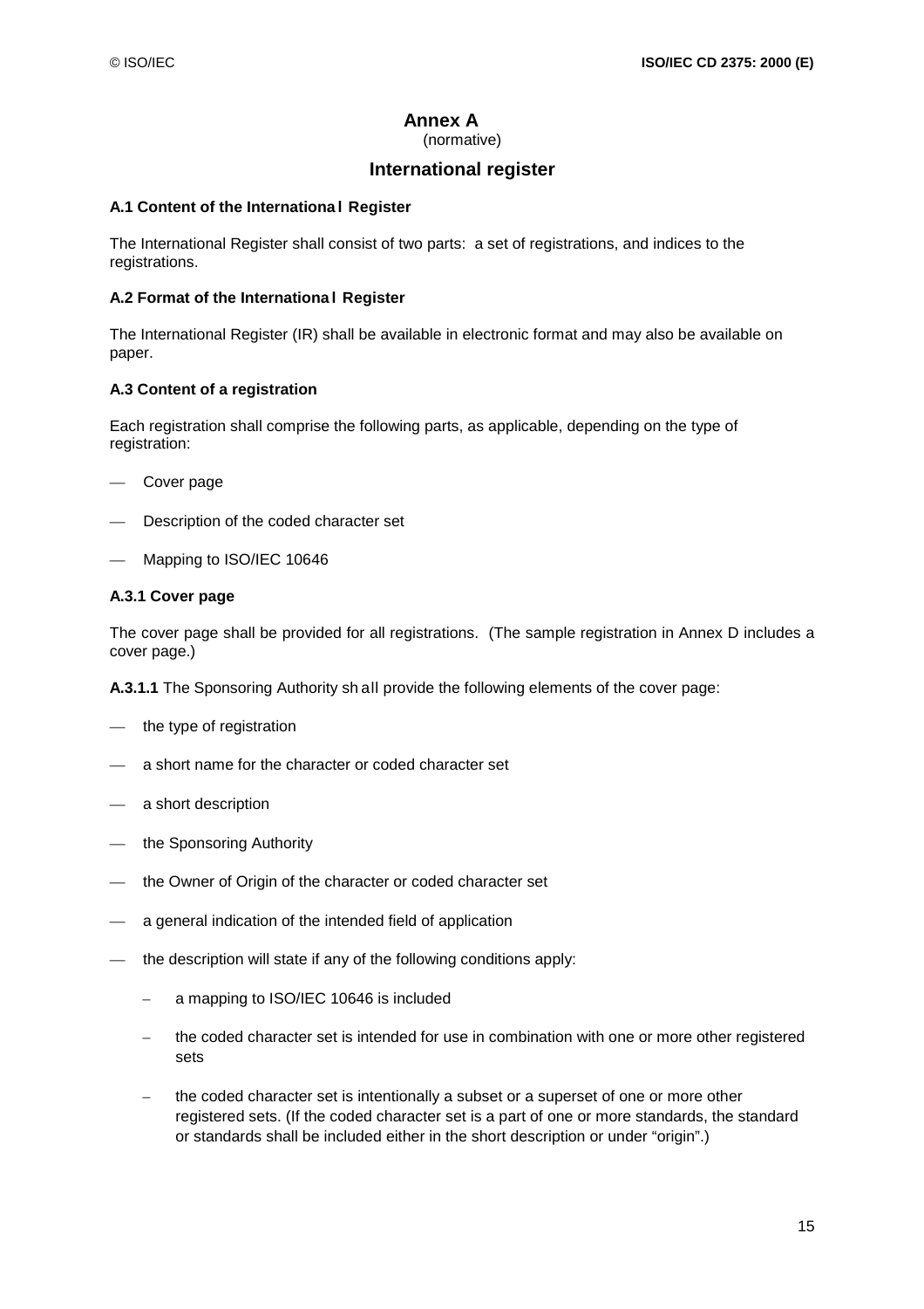# Annex A
(normative)

# International register

### A.1 Content of the International Register

The International Register shall consist of two parts: a set of registrations, and indices to the registrations.

### A.2 Format of the International Register

The International Register (IR) shall be available in electronic format and may also be available on paper.

### A.3 Content of a registration

Each registration shall comprise the following parts, as applicable, depending on the type of registration:

- Cover page
- Description of the coded character set
- Mapping to ISO/IEC 10646

#### A.3.1 Cover page

The cover page shall be provided for all registrations. (The sample registration in Annex D includes a cover page.)

**A.3.1.1** The Sponsoring Authority shall provide the following elements of the cover page:

- the type of registration
- a short name for the character or coded character set
- a short description
- the Sponsoring Authority
- the Owner of Origin of the character or coded character set
- a general indication of the intended field of application
- the description will state if any of the following conditions apply:
  - a mapping to ISO/IEC 10646 is included
  - the coded character set is intended for use in combination with one or more other registered sets
  - the coded character set is intentionally a subset or a superset of one or more other registered sets. (If the coded character set is a part of one or more standards, the standard or standards shall be included either in the short description or under "origin".)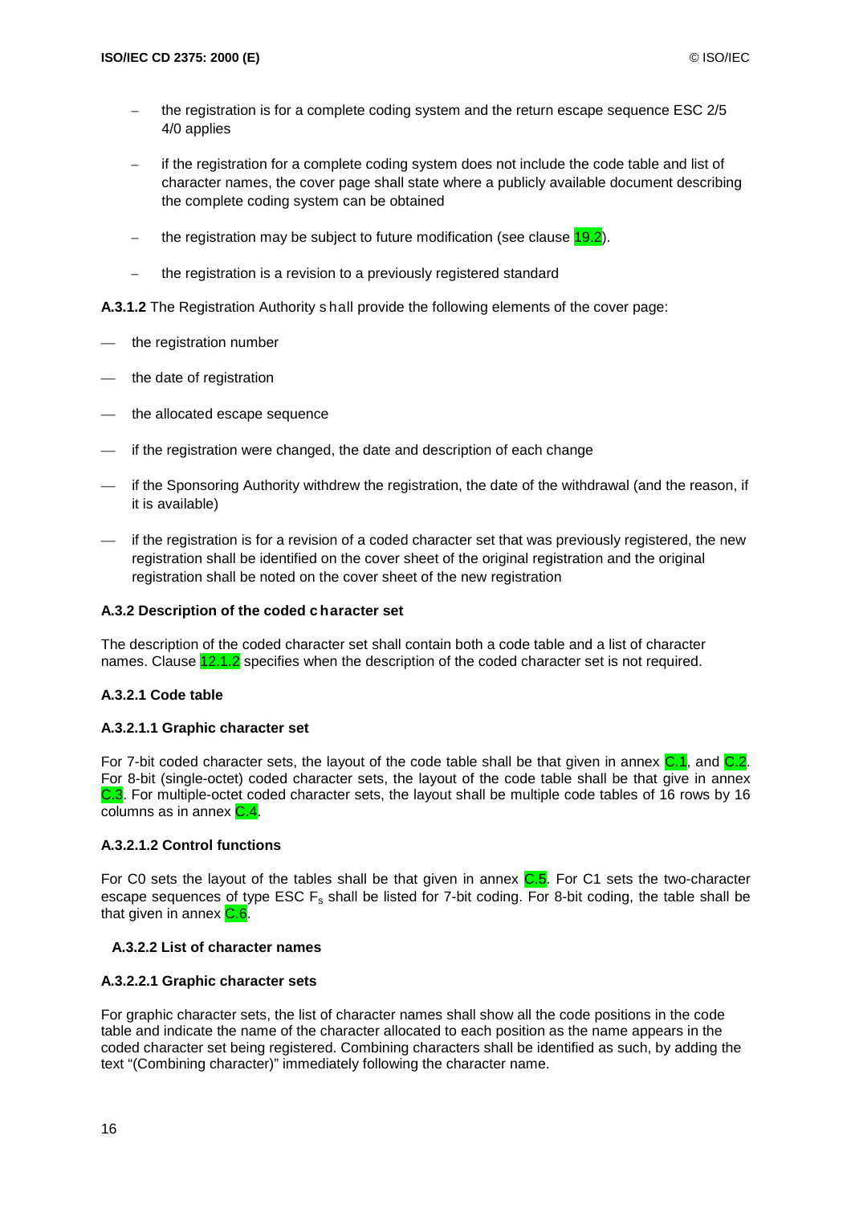- the registration is for a complete coding system and the return escape sequence ESC 2/5 4/0 applies

- if the registration for a complete coding system does not include the code table and list of character names, the cover page shall state where a publicly available document describing the complete coding system can be obtained

- the registration may be subject to future modification (see clause 19.2).

- the registration is a revision to a previously registered standard

**A.3.1.2** The Registration Authority shall provide the following elements of the cover page:

- the registration number

- the date of registration

- the allocated escape sequence

- if the registration were changed, the date and description of each change

- if the Sponsoring Authority withdrew the registration, the date of the withdrawal (and the reason, if it is available)

- if the registration is for a revision of a coded character set that was previously registered, the new registration shall be identified on the cover sheet of the original registration and the original registration shall be noted on the cover sheet of the new registration

#### A.3.2 Description of the coded character set

The description of the coded character set shall contain both a code table and a list of character names. Clause 12.1.2 specifies when the description of the coded character set is not required.

#### A.3.2.1 Code table

##### A.3.2.1.1 Graphic character set

For 7-bit coded character sets, the layout of the code table shall be that given in annex C.1, and C.2. For 8-bit (single-octet) coded character sets, the layout of the code table shall be that give in annex C.3. For multiple-octet coded character sets, the layout shall be multiple code tables of 16 rows by 16 columns as in annex C.4.

##### A.3.2.1.2 Control functions

For C0 sets the layout of the tables shall be that given in annex C.5. For C1 sets the two-character escape sequences of type ESC $F_s$ shall be listed for 7-bit coding. For 8-bit coding, the table shall be that given in annex C.6.

#### A.3.2.2 List of character names

##### A.3.2.2.1 Graphic character sets

For graphic character sets, the list of character names shall show all the code positions in the code table and indicate the name of the character allocated to each position as the name appears in the coded character set being registered. Combining characters shall be identified as such, by adding the text "(Combining character)" immediately following the character name.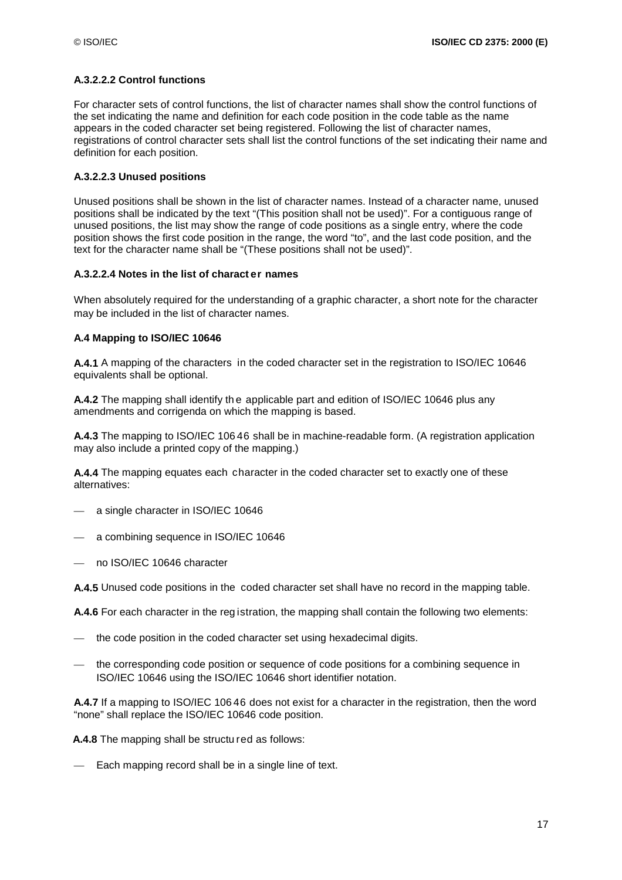#### A.3.2.2.2 Control functions

For character sets of control functions, the list of character names shall show the control functions of the set indicating the name and definition for each code position in the code table as the name appears in the coded character set being registered. Following the list of character names, registrations of control character sets shall list the control functions of the set indicating their name and definition for each position.

#### A.3.2.2.3 Unused positions

Unused positions shall be shown in the list of character names. Instead of a character name, unused positions shall be indicated by the text "(This position shall not be used)". For a contiguous range of unused positions, the list may show the range of code positions as a single entry, where the code position shows the first code position in the range, the word "to", and the last code position, and the text for the character name shall be "(These positions shall not be used)".

#### A.3.2.2.4 Notes in the list of character names

When absolutely required for the understanding of a graphic character, a short note for the character may be included in the list of character names.

### A.4 Mapping to ISO/IEC 10646

**A.4.1** A mapping of the characters in the coded character set in the registration to ISO/IEC 10646 equivalents shall be optional.

**A.4.2** The mapping shall identify the applicable part and edition of ISO/IEC 10646 plus any amendments and corrigenda on which the mapping is based.

**A.4.3** The mapping to ISO/IEC 10646 shall be in machine-readable form. (A registration application may also include a printed copy of the mapping.)

**A.4.4** The mapping equates each character in the coded character set to exactly one of these alternatives:

— a single character in ISO/IEC 10646

— a combining sequence in ISO/IEC 10646

— no ISO/IEC 10646 character

**A.4.5** Unused code positions in the coded character set shall have no record in the mapping table.

**A.4.6** For each character in the registration, the mapping shall contain the following two elements:

— the code position in the coded character set using hexadecimal digits.

— the corresponding code position or sequence of code positions for a combining sequence in ISO/IEC 10646 using the ISO/IEC 10646 short identifier notation.

**A.4.7** If a mapping to ISO/IEC 10646 does not exist for a character in the registration, then the word "none" shall replace the ISO/IEC 10646 code position.

**A.4.8** The mapping shall be structured as follows:

— Each mapping record shall be in a single line of text.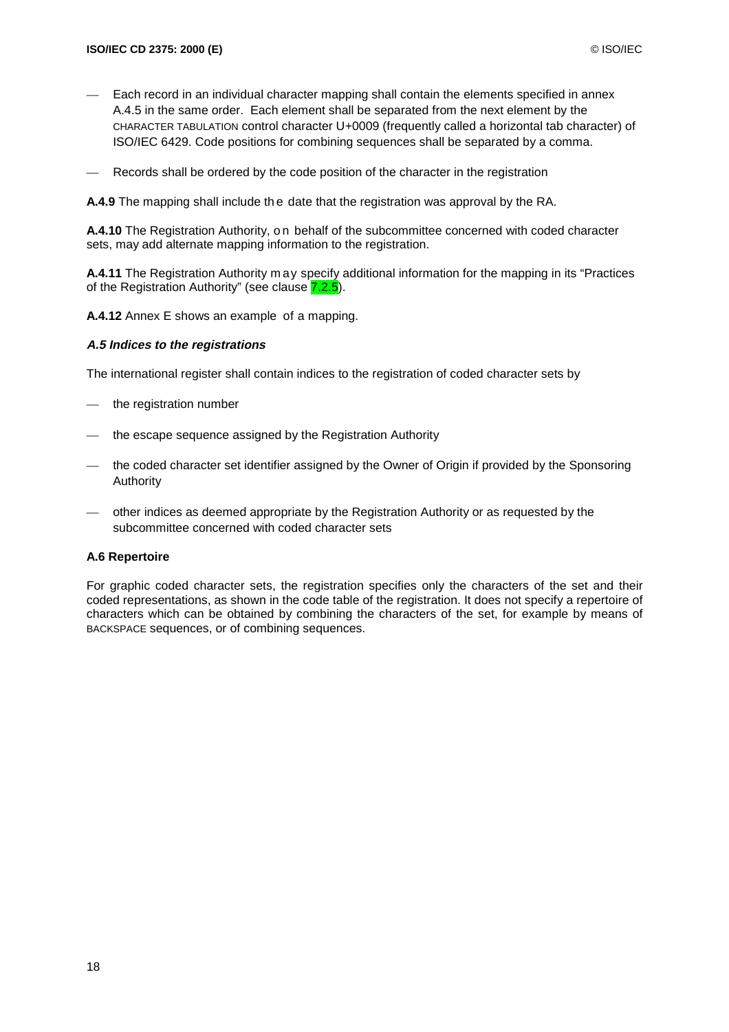- Each record in an individual character mapping shall contain the elements specified in annex A.4.5 in the same order. Each element shall be separated from the next element by the CHARACTER TABULATION control character U+0009 (frequently called a horizontal tab character) of ISO/IEC 6429. Code positions for combining sequences shall be separated by a comma.

- Records shall be ordered by the code position of the character in the registration

**A.4.9** The mapping shall include the date that the registration was approval by the RA.

**A.4.10** The Registration Authority, on behalf of the subcommittee concerned with coded character sets, may add alternate mapping information to the registration.

**A.4.11** The Registration Authority may specify additional information for the mapping in its "Practices of the Registration Authority" (see clause 7.2.5).

**A.4.12** Annex E shows an example of a mapping.

### *A.5 Indices to the registrations*

The international register shall contain indices to the registration of coded character sets by

- the registration number

- the escape sequence assigned by the Registration Authority

- the coded character set identifier assigned by the Owner of Origin if provided by the Sponsoring Authority

- other indices as deemed appropriate by the Registration Authority or as requested by the subcommittee concerned with coded character sets

### A.6 Repertoire

For graphic coded character sets, the registration specifies only the characters of the set and their coded representations, as shown in the code table of the registration. It does not specify a repertoire of characters which can be obtained by combining the characters of the set, for example by means of BACKSPACE sequences, or of combining sequences.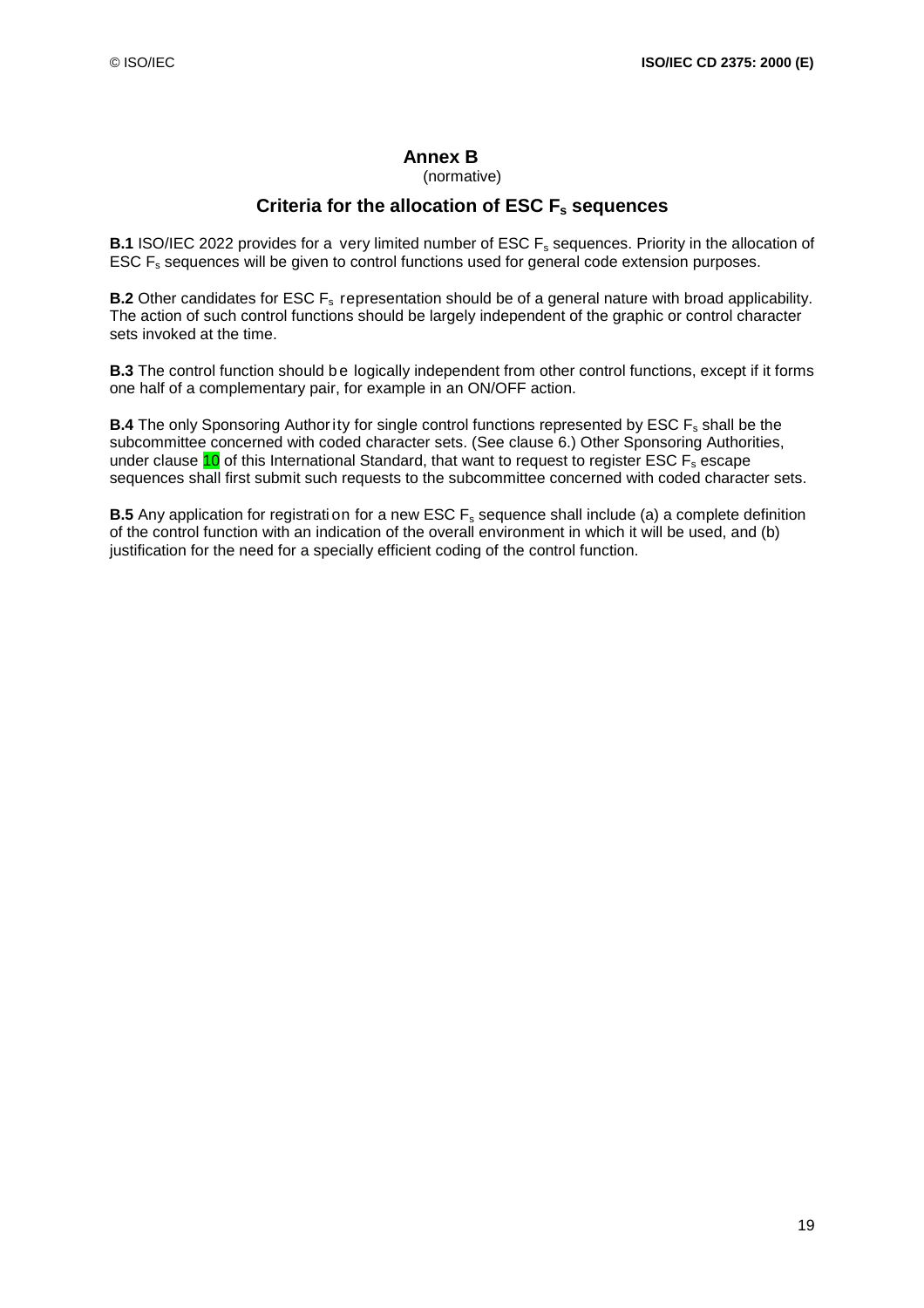# Annex B

(normative)

## Criteria for the allocation of ESC $F_s$ sequences

**B.1** ISO/IEC 2022 provides for a very limited number of ESC $F_s$ sequences. Priority in the allocation of ESC $F_s$ sequences will be given to control functions used for general code extension purposes.

**B.2** Other candidates for ESC $F_s$ representation should be of a general nature with broad applicability. The action of such control functions should be largely independent of the graphic or control character sets invoked at the time.

**B.3** The control function should be logically independent from other control functions, except if it forms one half of a complementary pair, for example in an ON/OFF action.

**B.4** The only Sponsoring Authority for single control functions represented by ESC $F_s$ shall be the subcommittee concerned with coded character sets. (See clause 6.) Other Sponsoring Authorities, under clause 10 of this International Standard, that want to request to register ESC $F_s$ escape sequences shall first submit such requests to the subcommittee concerned with coded character sets.

**B.5** Any application for registration for a new ESC $F_s$ sequence shall include (a) a complete definition of the control function with an indication of the overall environment in which it will be used, and (b) justification for the need for a specially efficient coding of the control function.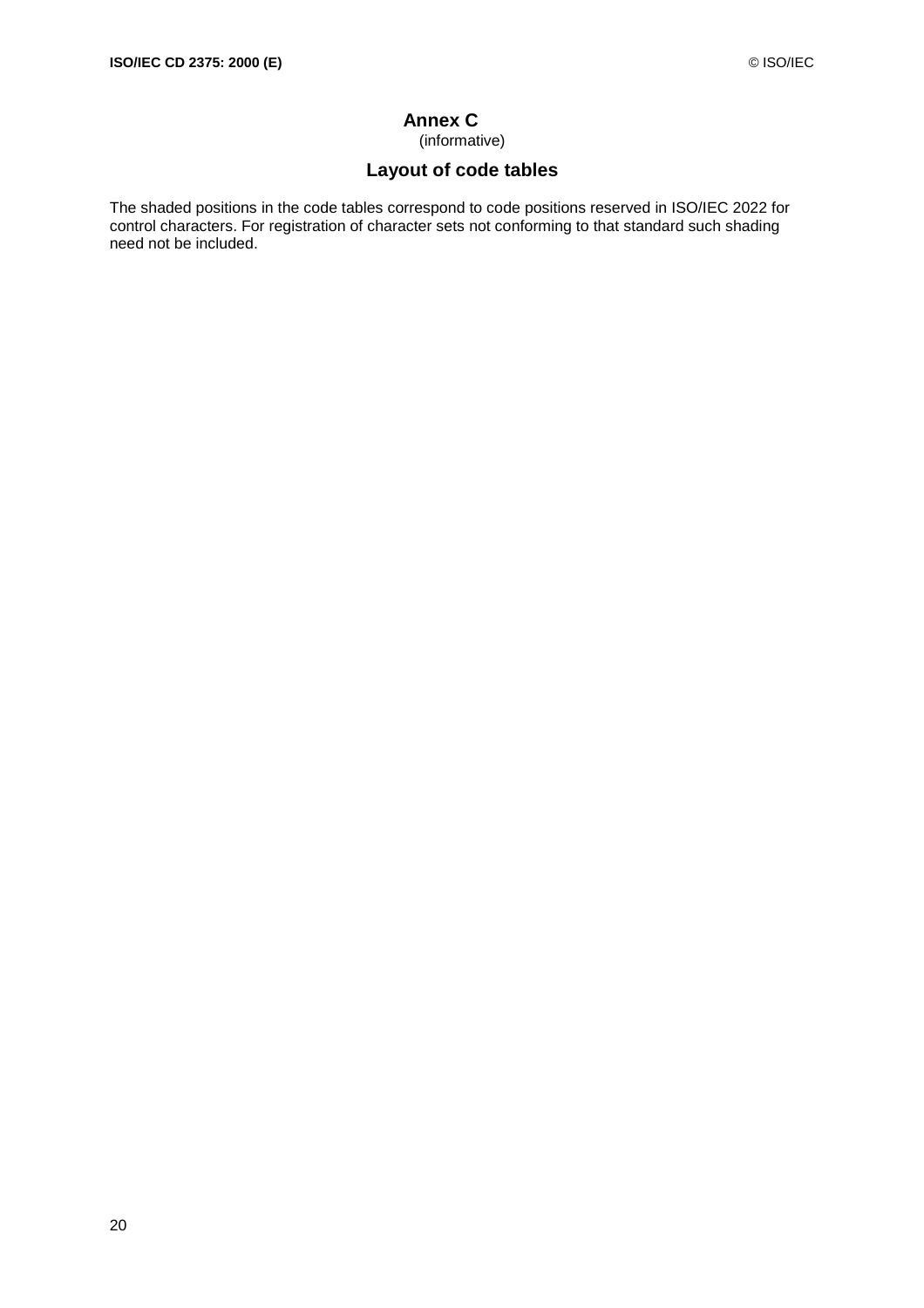# Annex C

(informative)

## Layout of code tables

The shaded positions in the code tables correspond to code positions reserved in ISO/IEC 2022 for control characters. For registration of character sets not conforming to that standard such shading need not be included.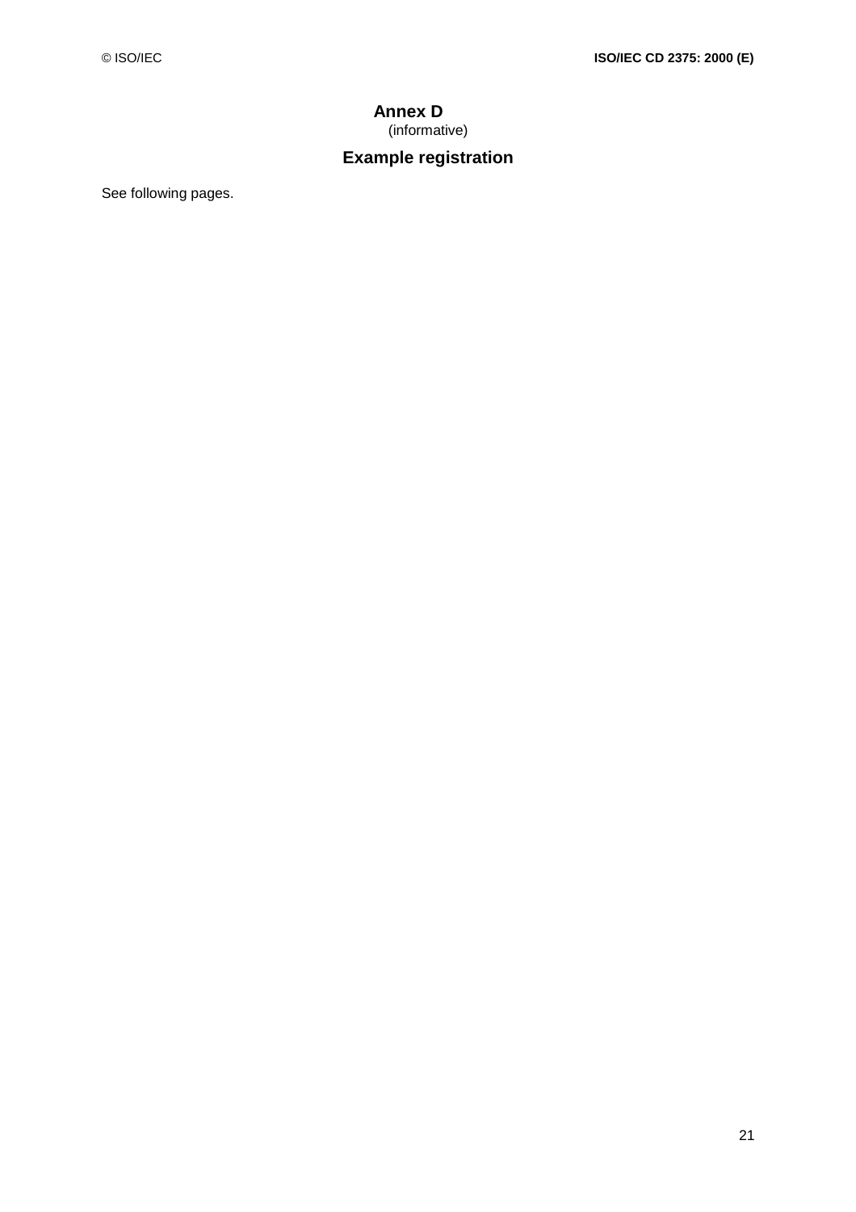# Annex D
(informative)

## Example registration

See following pages.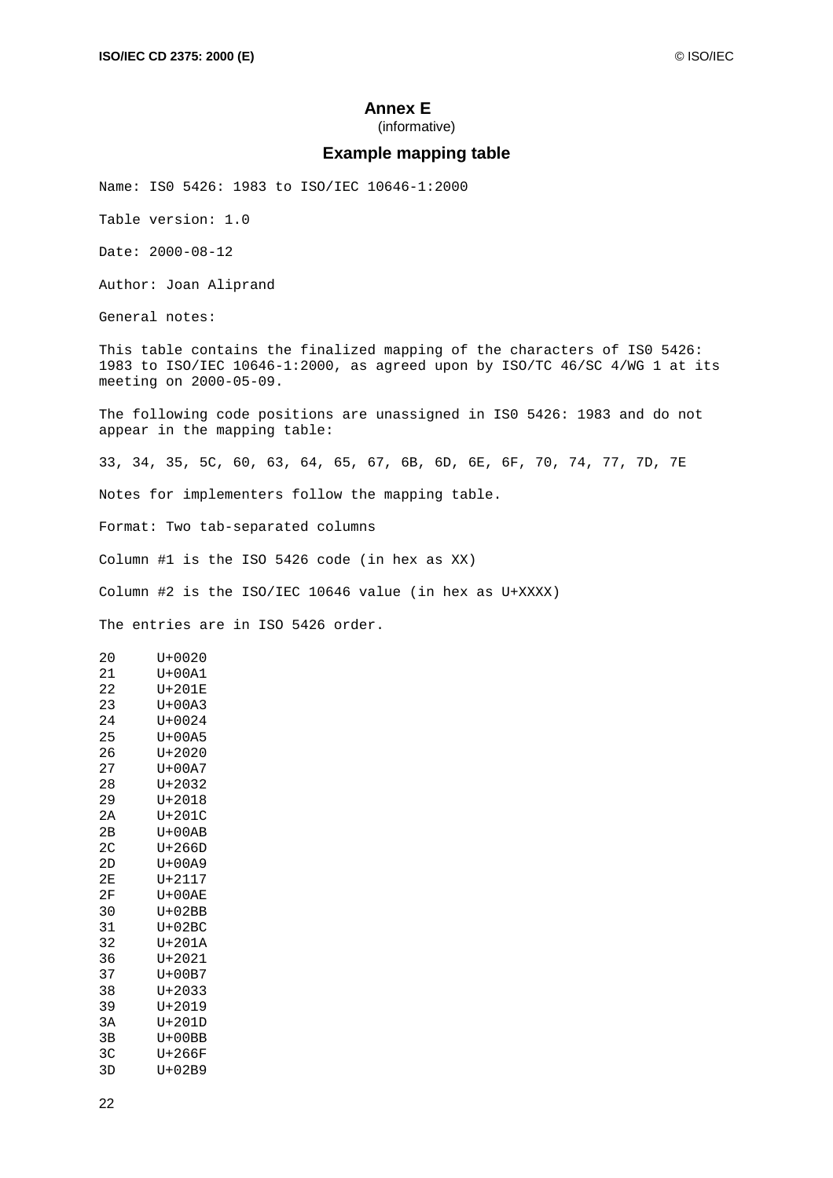# Annex E

(informative)

## Example mapping table

```
Name: IS0 5426: 1983 to ISO/IEC 10646-1:2000

Table version: 1.0

Date: 2000-08-12

Author: Joan Aliprand

General notes:

This table contains the finalized mapping of the characters of IS0 5426:
1983 to ISO/IEC 10646-1:2000, as agreed upon by ISO/TC 46/SC 4/WG 1 at its
meeting on 2000-05-09.

The following code positions are unassigned in IS0 5426: 1983 and do not
appear in the mapping table:

33, 34, 35, 5C, 60, 63, 64, 65, 67, 6B, 6D, 6E, 6F, 70, 74, 77, 7D, 7E

Notes for implementers follow the mapping table.

Format: Two tab-separated columns

Column #1 is the ISO 5426 code (in hex as XX)

Column #2 is the ISO/IEC 10646 value (in hex as U+XXXX)

The entries are in ISO 5426 order.

20	U+0020
21	U+00A1
22	U+201E
23	U+00A3
24	U+0024
25	U+00A5
26	U+2020
27	U+00A7
28	U+2032
29	U+2018
2A	U+201C
2B	U+00AB
2C	U+266D
2D	U+00A9
2E	U+2117
2F	U+00AE
30	U+02BB
31	U+02BC
32	U+201A
36	U+2021
37	U+00B7
38	U+2033
39	U+2019
3A	U+201D
3B	U+00BB
3C	U+266F
3D	U+02B9
```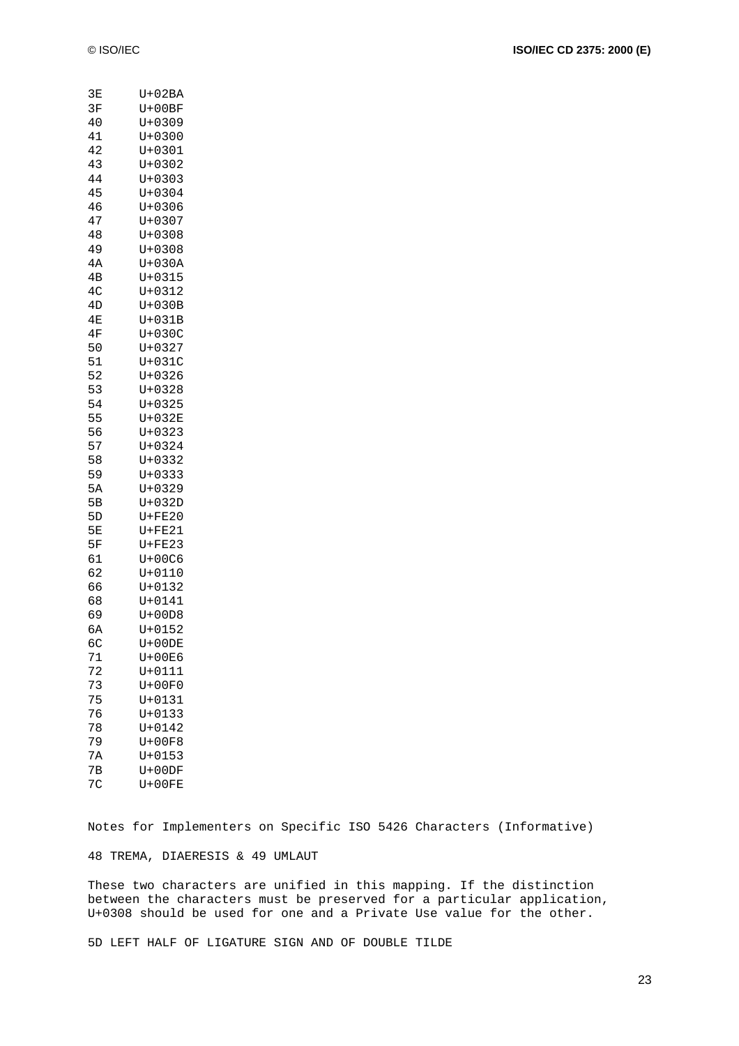| | |
|---|---|
| 3E | U+02BA |
| 3F | U+00BF |
| 40 | U+0309 |
| 41 | U+0300 |
| 42 | U+0301 |
| 43 | U+0302 |
| 44 | U+0303 |
| 45 | U+0304 |
| 46 | U+0306 |
| 47 | U+0307 |
| 48 | U+0308 |
| 49 | U+0308 |
| 4A | U+030A |
| 4B | U+0315 |
| 4C | U+0312 |
| 4D | U+030B |
| 4E | U+031B |
| 4F | U+030C |
| 50 | U+0327 |
| 51 | U+031C |
| 52 | U+0326 |
| 53 | U+0328 |
| 54 | U+0325 |
| 55 | U+032E |
| 56 | U+0323 |
| 57 | U+0324 |
| 58 | U+0332 |
| 59 | U+0333 |
| 5A | U+0329 |
| 5B | U+032D |
| 5D | U+FE20 |
| 5E | U+FE21 |
| 5F | U+FE23 |
| 61 | U+00C6 |
| 62 | U+0110 |
| 66 | U+0132 |
| 68 | U+0141 |
| 69 | U+00D8 |
| 6A | U+0152 |
| 6C | U+00DE |
| 71 | U+00E6 |
| 72 | U+0111 |
| 73 | U+00F0 |
| 75 | U+0131 |
| 76 | U+0133 |
| 78 | U+0142 |
| 79 | U+00F8 |
| 7A | U+0153 |
| 7B | U+00DF |
| 7C | U+00FE |

Notes for Implementers on Specific ISO 5426 Characters (Informative)

48 TREMA, DIAERESIS & 49 UMLAUT

These two characters are unified in this mapping. If the distinction between the characters must be preserved for a particular application, U+0308 should be used for one and a Private Use value for the other.

5D LEFT HALF OF LIGATURE SIGN AND OF DOUBLE TILDE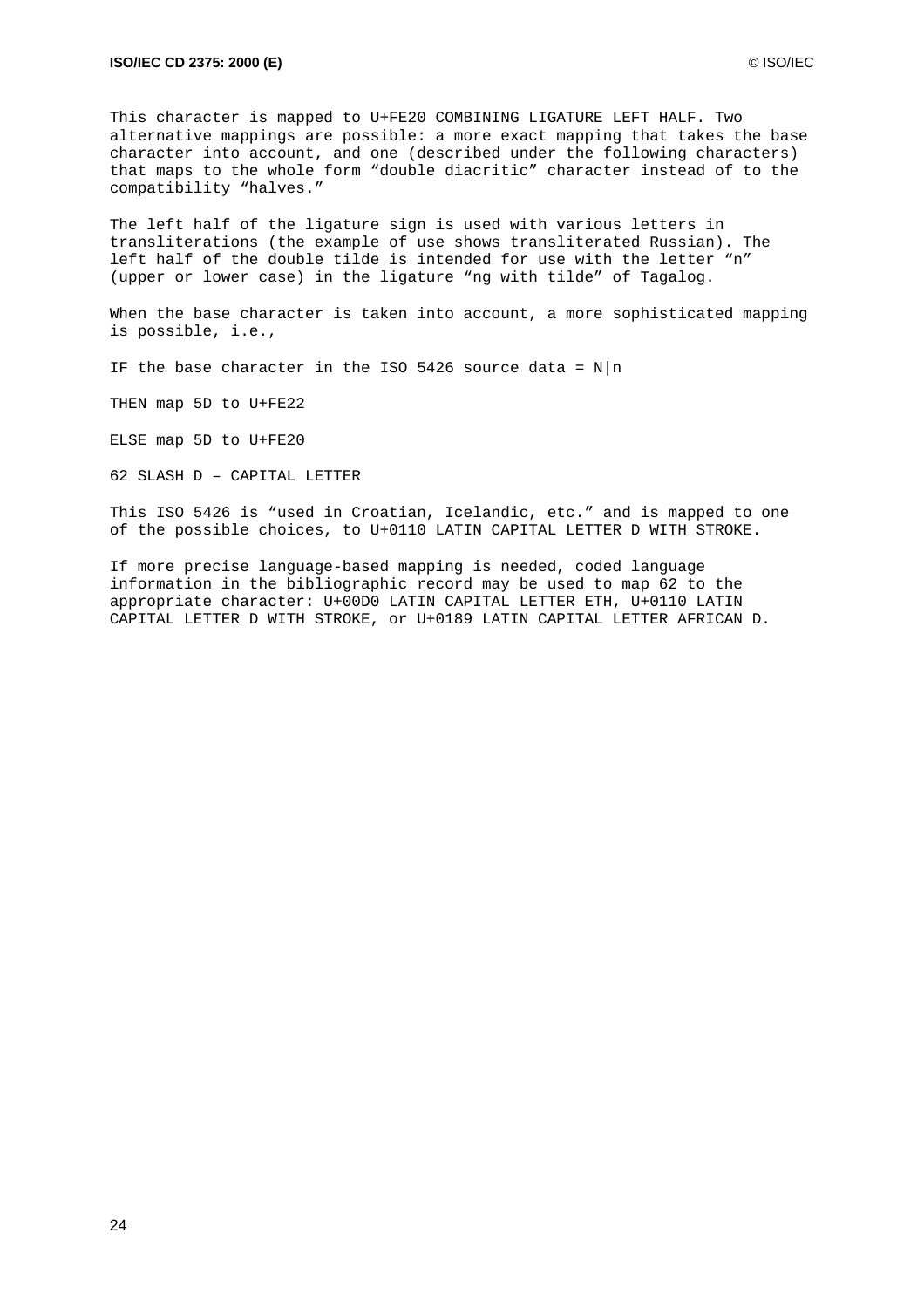This character is mapped to U+FE20 COMBINING LIGATURE LEFT HALF. Two alternative mappings are possible: a more exact mapping that takes the base character into account, and one (described under the following characters) that maps to the whole form “double diacritic” character instead of to the compatibility “halves.”

The left half of the ligature sign is used with various letters in transliterations (the example of use shows transliterated Russian). The left half of the double tilde is intended for use with the letter “n” (upper or lower case) in the ligature “ng with tilde” of Tagalog.

When the base character is taken into account, a more sophisticated mapping is possible, i.e.,

IF the base character in the ISO 5426 source data = N|n

THEN map 5D to U+FE22

ELSE map 5D to U+FE20

62 SLASH D – CAPITAL LETTER

This ISO 5426 is “used in Croatian, Icelandic, etc.” and is mapped to one of the possible choices, to U+0110 LATIN CAPITAL LETTER D WITH STROKE.

If more precise language-based mapping is needed, coded language information in the bibliographic record may be used to map 62 to the appropriate character: U+00D0 LATIN CAPITAL LETTER ETH, U+0110 LATIN CAPITAL LETTER D WITH STROKE, or U+0189 LATIN CAPITAL LETTER AFRICAN D.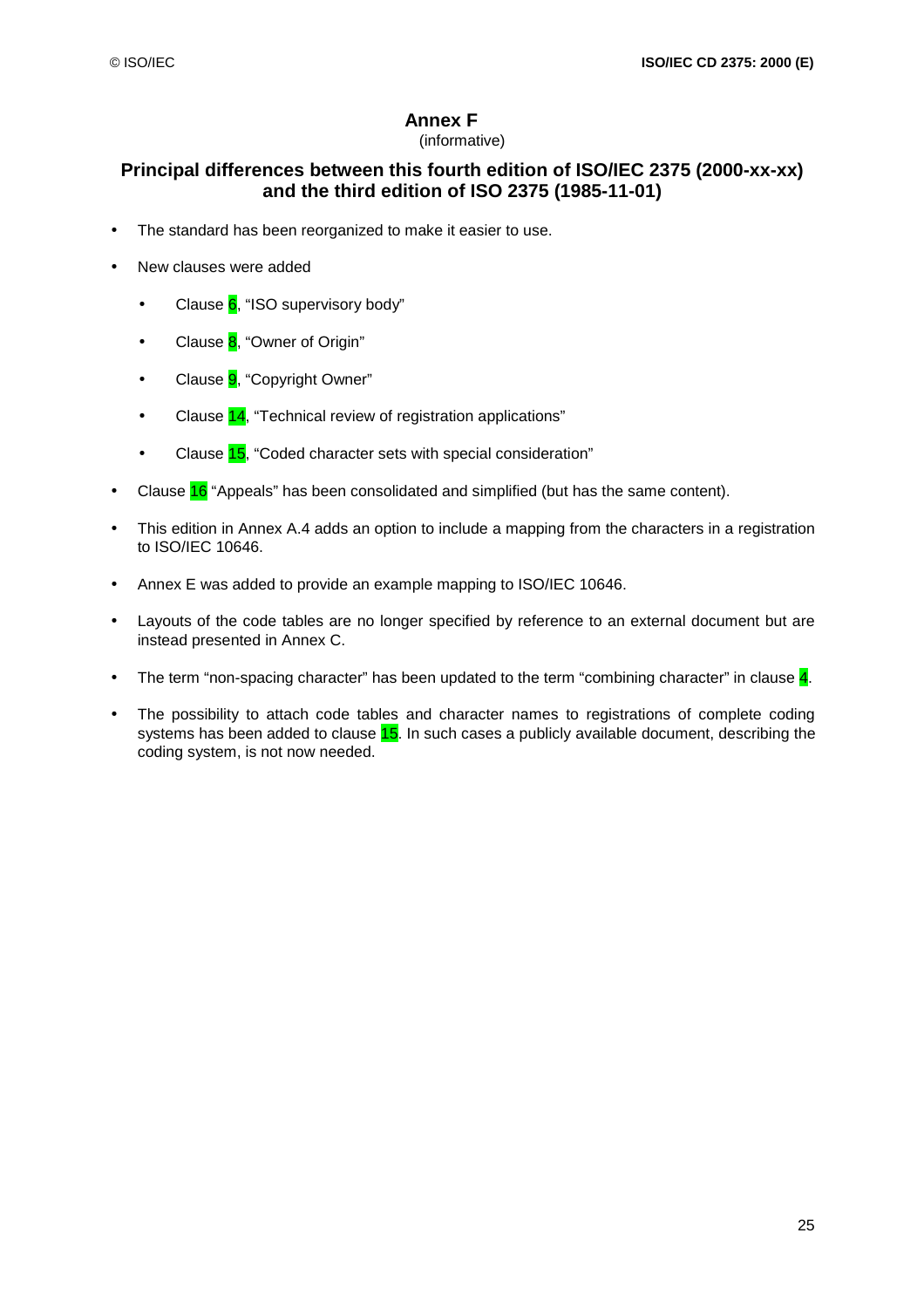# Annex F
(informative)

## Principal differences between this fourth edition of ISO/IEC 2375 (2000-xx-xx) and the third edition of ISO 2375 (1985-11-01)

- The standard has been reorganized to make it easier to use.
- New clauses were added
  - Clause 6, "ISO supervisory body"
  - Clause 8, "Owner of Origin"
  - Clause 9, "Copyright Owner"
  - Clause 14, "Technical review of registration applications"
  - Clause 15, "Coded character sets with special consideration"
- Clause 16 "Appeals" has been consolidated and simplified (but has the same content).
- This edition in Annex A.4 adds an option to include a mapping from the characters in a registration to ISO/IEC 10646.
- Annex E was added to provide an example mapping to ISO/IEC 10646.
- Layouts of the code tables are no longer specified by reference to an external document but are instead presented in Annex C.
- The term "non-spacing character" has been updated to the term "combining character" in clause 4.
- The possibility to attach code tables and character names to registrations of complete coding systems has been added to clause 15. In such cases a publicly available document, describing the coding system, is not now needed.